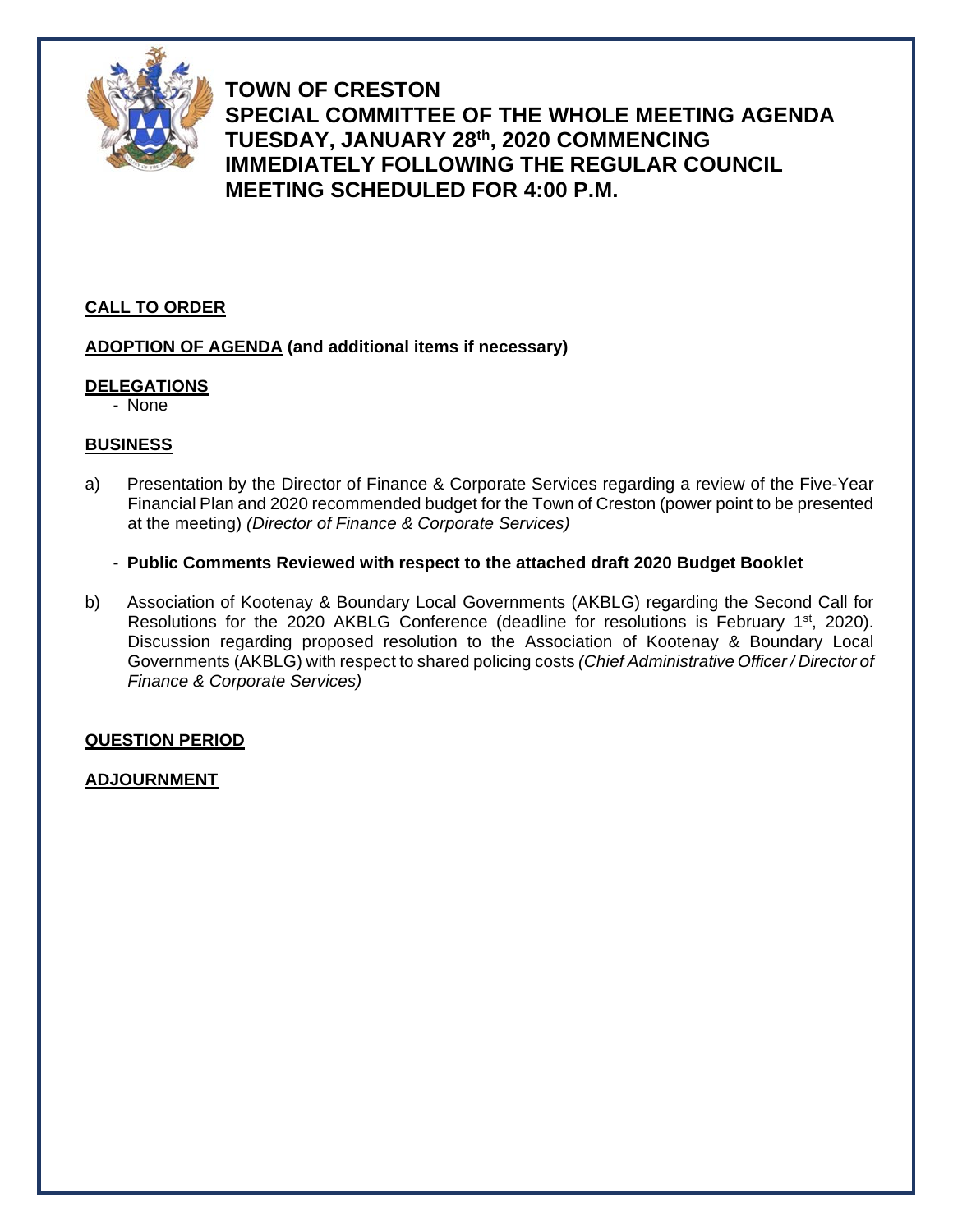# TOWN OF CRESTON
# SPECIAL COMMITTEE OF THE WHOLE MEETING AGENDA
# TUESDAY, JANUARY 28th, 2020 COMMENCING IMMEDIATELY FOLLOWING THE REGULAR COUNCIL MEETING SCHEDULED FOR 4:00 P.M.

**CALL TO ORDER**

**ADOPTION OF AGENDA (and additional items if necessary)**

**DELEGATIONS**

- None

**BUSINESS**

a) Presentation by the Director of Finance & Corporate Services regarding a review of the Five-Year Financial Plan and 2020 recommended budget for the Town of Creston (power point to be presented at the meeting) *(Director of Finance & Corporate Services)*

- **Public Comments Reviewed with respect to the attached draft 2020 Budget Booklet**

b) Association of Kootenay & Boundary Local Governments (AKBLG) regarding the Second Call for Resolutions for the 2020 AKBLG Conference (deadline for resolutions is February 1st, 2020). Discussion regarding proposed resolution to the Association of Kootenay & Boundary Local Governments (AKBLG) with respect to shared policing costs *(Chief Administrative Officer / Director of Finance & Corporate Services)*

**QUESTION PERIOD**

**ADJOURNMENT**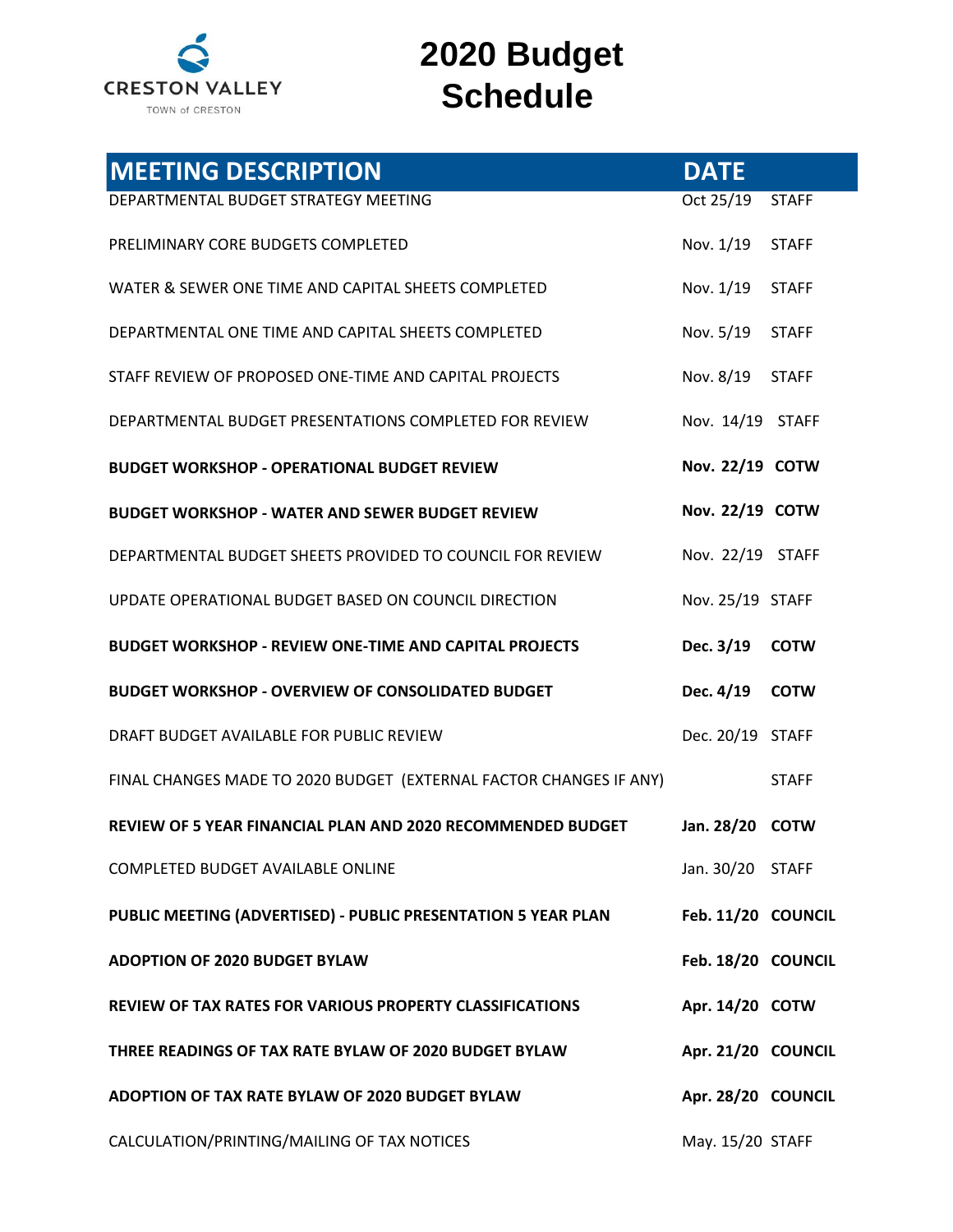CRESTON VALLEY
TOWN of CRESTON

# 2020 Budget Schedule

| MEETING DESCRIPTION | DATE | |
|---|---|---|
| DEPARTMENTAL BUDGET STRATEGY MEETING | Oct 25/19 | STAFF |
| PRELIMINARY CORE BUDGETS COMPLETED | Nov. 1/19 | STAFF |
| WATER & SEWER ONE TIME AND CAPITAL SHEETS COMPLETED | Nov. 1/19 | STAFF |
| DEPARTMENTAL ONE TIME AND CAPITAL SHEETS COMPLETED | Nov. 5/19 | STAFF |
| STAFF REVIEW OF PROPOSED ONE-TIME AND CAPITAL PROJECTS | Nov. 8/19 | STAFF |
| DEPARTMENTAL BUDGET PRESENTATIONS COMPLETED FOR REVIEW | Nov. 14/19 | STAFF |
| **BUDGET WORKSHOP - OPERATIONAL BUDGET REVIEW** | **Nov. 22/19** | **COTW** |
| **BUDGET WORKSHOP - WATER AND SEWER BUDGET REVIEW** | **Nov. 22/19** | **COTW** |
| DEPARTMENTAL BUDGET SHEETS PROVIDED TO COUNCIL FOR REVIEW | Nov. 22/19 | STAFF |
| UPDATE OPERATIONAL BUDGET BASED ON COUNCIL DIRECTION | Nov. 25/19 | STAFF |
| **BUDGET WORKSHOP - REVIEW ONE-TIME AND CAPITAL PROJECTS** | **Dec. 3/19** | **COTW** |
| **BUDGET WORKSHOP - OVERVIEW OF CONSOLIDATED BUDGET** | **Dec. 4/19** | **COTW** |
| DRAFT BUDGET AVAILABLE FOR PUBLIC REVIEW | Dec. 20/19 | STAFF |
| FINAL CHANGES MADE TO 2020 BUDGET (EXTERNAL FACTOR CHANGES IF ANY) | | STAFF |
| **REVIEW OF 5 YEAR FINANCIAL PLAN AND 2020 RECOMMENDED BUDGET** | **Jan. 28/20** | **COTW** |
| COMPLETED BUDGET AVAILABLE ONLINE | Jan. 30/20 | STAFF |
| **PUBLIC MEETING (ADVERTISED) - PUBLIC PRESENTATION 5 YEAR PLAN** | **Feb. 11/20** | **COUNCIL** |
| **ADOPTION OF 2020 BUDGET BYLAW** | **Feb. 18/20** | **COUNCIL** |
| **REVIEW OF TAX RATES FOR VARIOUS PROPERTY CLASSIFICATIONS** | **Apr. 14/20** | **COTW** |
| **THREE READINGS OF TAX RATE BYLAW OF 2020 BUDGET BYLAW** | **Apr. 21/20** | **COUNCIL** |
| **ADOPTION OF TAX RATE BYLAW OF 2020 BUDGET BYLAW** | **Apr. 28/20** | **COUNCIL** |
| CALCULATION/PRINTING/MAILING OF TAX NOTICES | May. 15/20 | STAFF |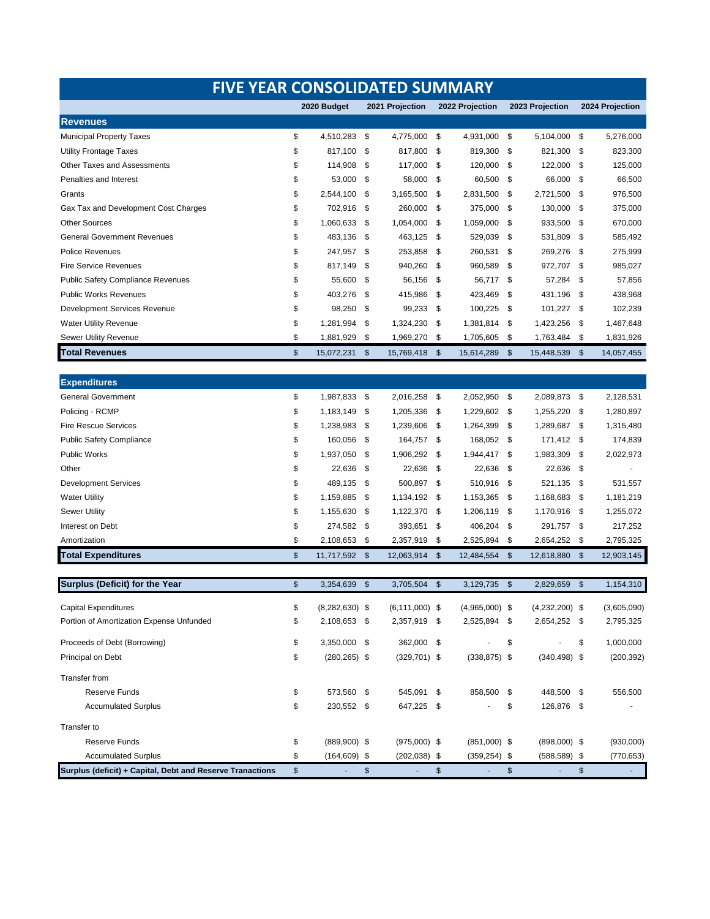# FIVE YEAR CONSOLIDATED SUMMARY

| | 2020 Budget | 2021 Projection | 2022 Projection | 2023 Projection | 2024 Projection |
|---|---|---|---|---|---|
| **Revenues** | | | | | |
| Municipal Property Taxes | $ 4,510,283 | $ 4,775,000 | $ 4,931,000 | $ 5,104,000 | $ 5,276,000 |
| Utility Frontage Taxes | $ 817,100 | $ 817,800 | $ 819,300 | $ 821,300 | $ 823,300 |
| Other Taxes and Assessments | $ 114,908 | $ 117,000 | $ 120,000 | $ 122,000 | $ 125,000 |
| Penalties and Interest | $ 53,000 | $ 58,000 | $ 60,500 | $ 66,000 | $ 66,500 |
| Grants | $ 2,544,100 | $ 3,165,500 | $ 2,831,500 | $ 2,721,500 | $ 976,500 |
| Gax Tax and Development Cost Charges | $ 702,916 | $ 260,000 | $ 375,000 | $ 130,000 | $ 375,000 |
| Other Sources | $ 1,060,633 | $ 1,054,000 | $ 1,059,000 | $ 933,500 | $ 670,000 |
| General Government Revenues | $ 483,136 | $ 463,125 | $ 529,039 | $ 531,809 | $ 585,492 |
| Police Revenues | $ 247,957 | $ 253,858 | $ 260,531 | $ 269,276 | $ 275,999 |
| Fire Service Revenues | $ 817,149 | $ 940,260 | $ 960,589 | $ 972,707 | $ 985,027 |
| Public Safety Compliance Revenues | $ 55,600 | $ 56,156 | $ 56,717 | $ 57,284 | $ 57,856 |
| Public Works Revenues | $ 403,276 | $ 415,986 | $ 423,469 | $ 431,196 | $ 438,968 |
| Development Services Revenue | $ 98,250 | $ 99,233 | $ 100,225 | $ 101,227 | $ 102,239 |
| Water Utility Revenue | $ 1,281,994 | $ 1,324,230 | $ 1,381,814 | $ 1,423,256 | $ 1,467,648 |
| Sewer Utility Revenue | $ 1,881,929 | $ 1,969,270 | $ 1,705,605 | $ 1,763,484 | $ 1,831,926 |
| **Total Revenues** | **$ 15,072,231** | **$ 15,769,418** | **$ 15,614,289** | **$ 15,448,539** | **$ 14,057,455** |
| | | | | | |
| **Expenditures** | | | | | |
| General Government | $ 1,987,833 | $ 2,016,258 | $ 2,052,950 | $ 2,089,873 | $ 2,128,531 |
| Policing - RCMP | $ 1,183,149 | $ 1,205,336 | $ 1,229,602 | $ 1,255,220 | $ 1,280,897 |
| Fire Rescue Services | $ 1,238,983 | $ 1,239,606 | $ 1,264,399 | $ 1,289,687 | $ 1,315,480 |
| Public Safety Compliance | $ 160,056 | $ 164,757 | $ 168,052 | $ 171,412 | $ 174,839 |
| Public Works | $ 1,937,050 | $ 1,906,292 | $ 1,944,417 | $ 1,983,309 | $ 2,022,973 |
| Other | $ 22,636 | $ 22,636 | $ 22,636 | $ 22,636 | $ - |
| Development Services | $ 489,135 | $ 500,897 | $ 510,916 | $ 521,135 | $ 531,557 |
| Water Utility | $ 1,159,885 | $ 1,134,192 | $ 1,153,365 | $ 1,168,683 | $ 1,181,219 |
| Sewer Utility | $ 1,155,630 | $ 1,122,370 | $ 1,206,119 | $ 1,170,916 | $ 1,255,072 |
| Interest on Debt | $ 274,582 | $ 393,651 | $ 406,204 | $ 291,757 | $ 217,252 |
| Amortization | $ 2,108,653 | $ 2,357,919 | $ 2,525,894 | $ 2,654,252 | $ 2,795,325 |
| **Total Expenditures** | **$ 11,717,592** | **$ 12,063,914** | **$ 12,484,554** | **$ 12,618,880** | **$ 12,903,145** |
| | | | | | |
| **Surplus (Deficit) for the Year** | $ 3,354,639 | $ 3,705,504 | $ 3,129,735 | $ 2,829,659 | $ 1,154,310 |
| | | | | | |
| Capital Expenditures | $ (8,282,630) | $ (6,111,000) | $ (4,965,000) | $ (4,232,200) | $ (3,605,090) |
| Portion of Amortization Expense Unfunded | $ 2,108,653 | $ 2,357,919 | $ 2,525,894 | $ 2,654,252 | $ 2,795,325 |
| Proceeds of Debt (Borrowing) | $ 3,350,000 | $ 362,000 | $ - | $ - | $ 1,000,000 |
| Principal on Debt | $ (280,265) | $ (329,701) | $ (338,875) | $ (340,498) | $ (200,392) |
| Transfer from | | | | | |
| Reserve Funds | $ 573,560 | $ 545,091 | $ 858,500 | $ 448,500 | $ 556,500 |
| Accumulated Surplus | $ 230,552 | $ 647,225 | $ - | $ 126,876 | $ - |
| Transfer to | | | | | |
| Reserve Funds | $ (889,900) | $ (975,000) | $ (851,000) | $ (898,000) | $ (930,000) |
| Accumulated Surplus | $ (164,609) | $ (202,038) | $ (359,254) | $ (588,589) | $ (770,653) |
| **Surplus (deficit) + Capital, Debt and Reserve Tranactions** | $ - | $ - | $ - | $ - | $ - |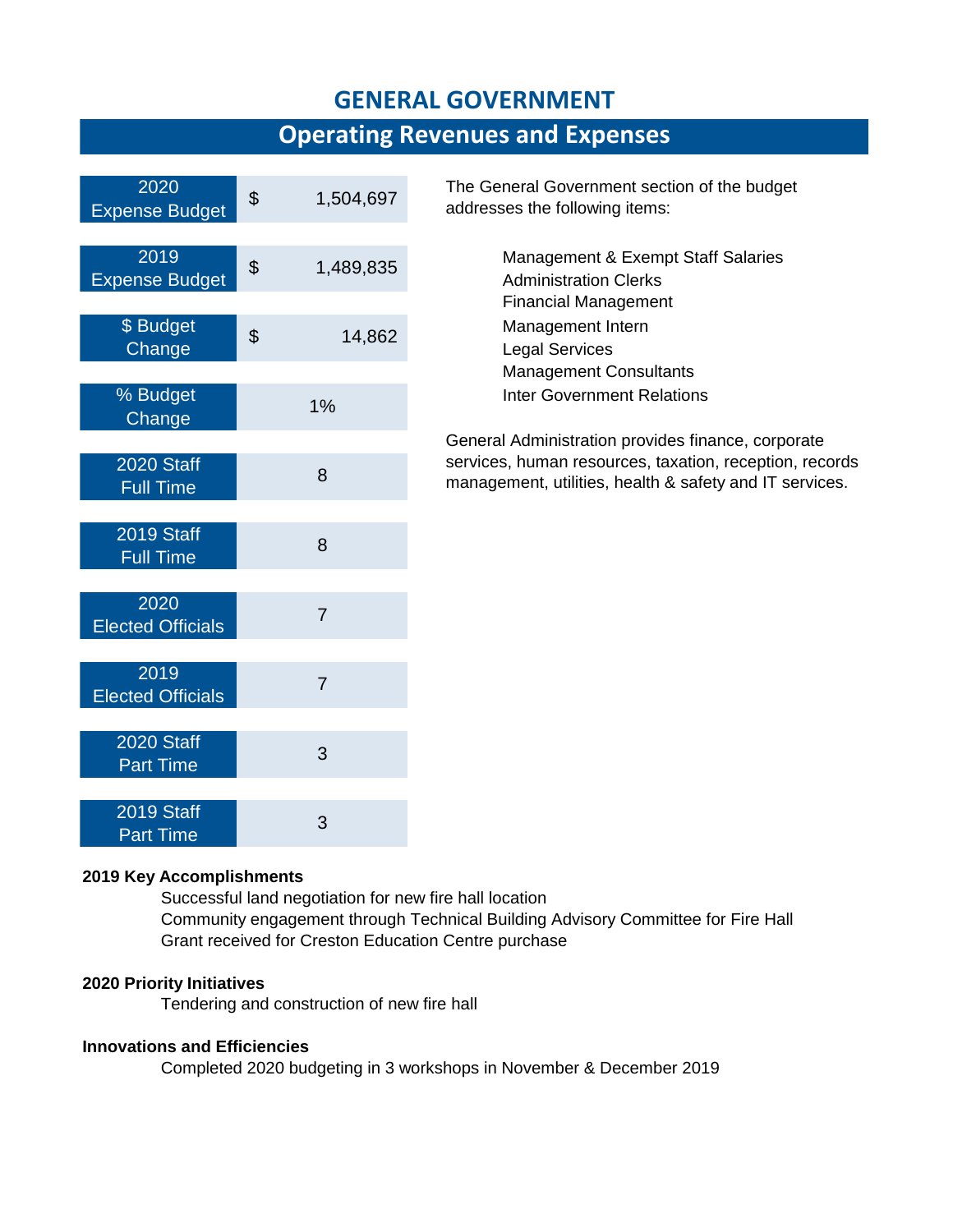# GENERAL GOVERNMENT

## Operating Revenues and Expenses

| | |
|---|---|
| 2020 Expense Budget | $ 1,504,697 |
| 2019 Expense Budget | $ 1,489,835 |
| $ Budget Change | $ 14,862 |
| % Budget Change | 1% |
| 2020 Staff Full Time | 8 |
| 2019 Staff Full Time | 8 |
| 2020 Elected Officials | 7 |
| 2019 Elected Officials | 7 |
| 2020 Staff Part Time | 3 |
| 2019 Staff Part Time | 3 |

The General Government section of the budget addresses the following items:

- Management & Exempt Staff Salaries
- Administration Clerks
- Financial Management
- Management Intern
- Legal Services
- Management Consultants
- Inter Government Relations

General Administration provides finance, corporate services, human resources, taxation, reception, records management, utilities, health & safety and IT services.

**2019 Key Accomplishments**

- Successful land negotiation for new fire hall location
- Community engagement through Technical Building Advisory Committee for Fire Hall
- Grant received for Creston Education Centre purchase

**2020 Priority Initiatives**

- Tendering and construction of new fire hall

**Innovations and Efficiencies**

- Completed 2020 budgeting in 3 workshops in November & December 2019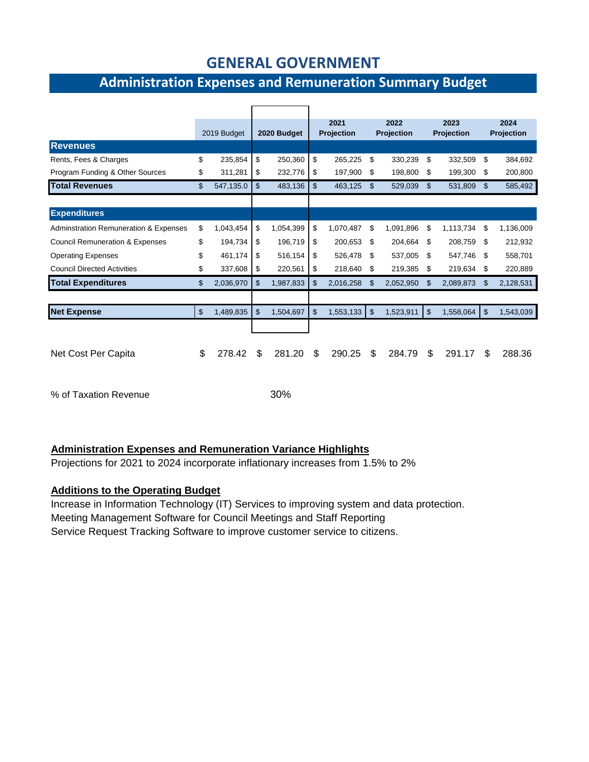# GENERAL GOVERNMENT

## Administration Expenses and Remuneration Summary Budget

| | 2019 Budget | 2020 Budget | 2021 Projection | 2022 Projection | 2023 Projection | 2024 Projection |
|---|---|---|---|---|---|---|
| **Revenues** | | | | | | |
| Rents, Fees & Charges | $ 235,854 | $ 250,360 | $ 265,225 | $ 330,239 | $ 332,509 | $ 384,692 |
| Program Funding & Other Sources | $ 311,281 | $ 232,776 | $ 197,900 | $ 198,800 | $ 199,300 | $ 200,800 |
| **Total Revenues** | $ 547,135.0 | $ 483,136 | $ 463,125 | $ 529,039 | $ 531,809 | $ 585,492 |
| **Expenditures** | | | | | | |
| Adminstration Remuneration & Expenses | $ 1,043,454 | $ 1,054,399 | $ 1,070,487 | $ 1,091,896 | $ 1,113,734 | $ 1,136,009 |
| Council Remuneration & Expenses | $ 194,734 | $ 196,719 | $ 200,653 | $ 204,664 | $ 208,759 | $ 212,932 |
| Operating Expenses | $ 461,174 | $ 516,154 | $ 526,478 | $ 537,005 | $ 547,746 | $ 558,701 |
| Council Directed Activities | $ 337,608 | $ 220,561 | $ 218,640 | $ 219,385 | $ 219,634 | $ 220,889 |
| **Total Expenditures** | $ 2,036,970 | $ 1,987,833 | $ 2,016,258 | $ 2,052,950 | $ 2,089,873 | $ 2,128,531 |
| **Net Expense** | $ 1,489,835 | $ 1,504,697 | $ 1,553,133 | $ 1,523,911 | $ 1,558,064 | $ 1,543,039 |
| Net Cost Per Capita | $ 278.42 | $ 281.20 | $ 290.25 | $ 284.79 | $ 291.17 | $ 288.36 |
| % of Taxation Revenue | | 30% | | | | |

**Administration Expenses and Remuneration Variance Highlights**

Projections for 2021 to 2024 incorporate inflationary increases from 1.5% to 2%

**Additions to the Operating Budget**

Increase in Information Technology (IT) Services to improving system and data protection.
Meeting Management Software for Council Meetings and Staff Reporting
Service Request Tracking Software to improve customer service to citizens.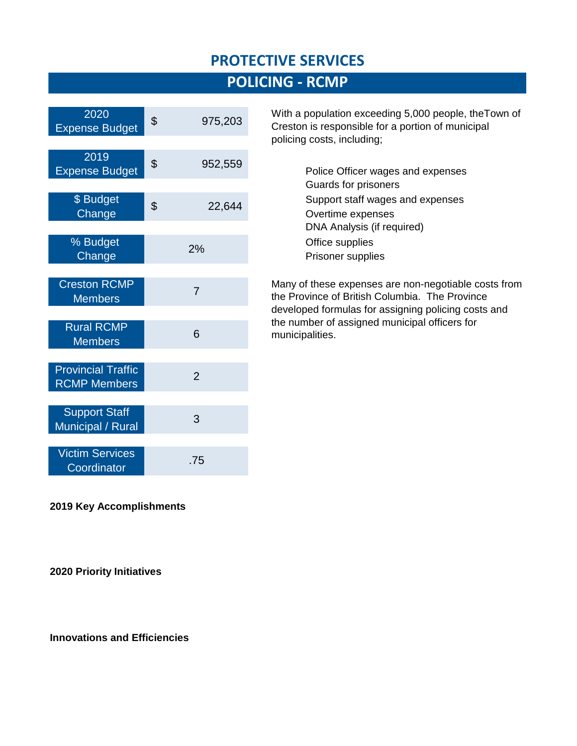# PROTECTIVE SERVICES

## POLICING - RCMP

| | |
|---|---|
| 2020 Expense Budget | $ 975,203 |
| 2019 Expense Budget | $ 952,559 |
| $ Budget Change | $ 22,644 |
| % Budget Change | 2% |
| Creston RCMP Members | 7 |
| Rural RCMP Members | 6 |
| Provincial Traffic RCMP Members | 2 |
| Support Staff Municipal / Rural | 3 |
| Victim Services Coordinator | .75 |

With a population exceeding 5,000 people, theTown of Creston is responsible for a portion of municipal policing costs, including;

- Police Officer wages and expenses
- Guards for prisoners
- Support staff wages and expenses
- Overtime expenses
- DNA Analysis (if required)
- Office supplies
- Prisoner supplies

Many of these expenses are non-negotiable costs from the Province of British Columbia. The Province developed formulas for assigning policing costs and the number of assigned municipal officers for municipalities.

**2019 Key Accomplishments**

**2020 Priority Initiatives**

**Innovations and Efficiencies**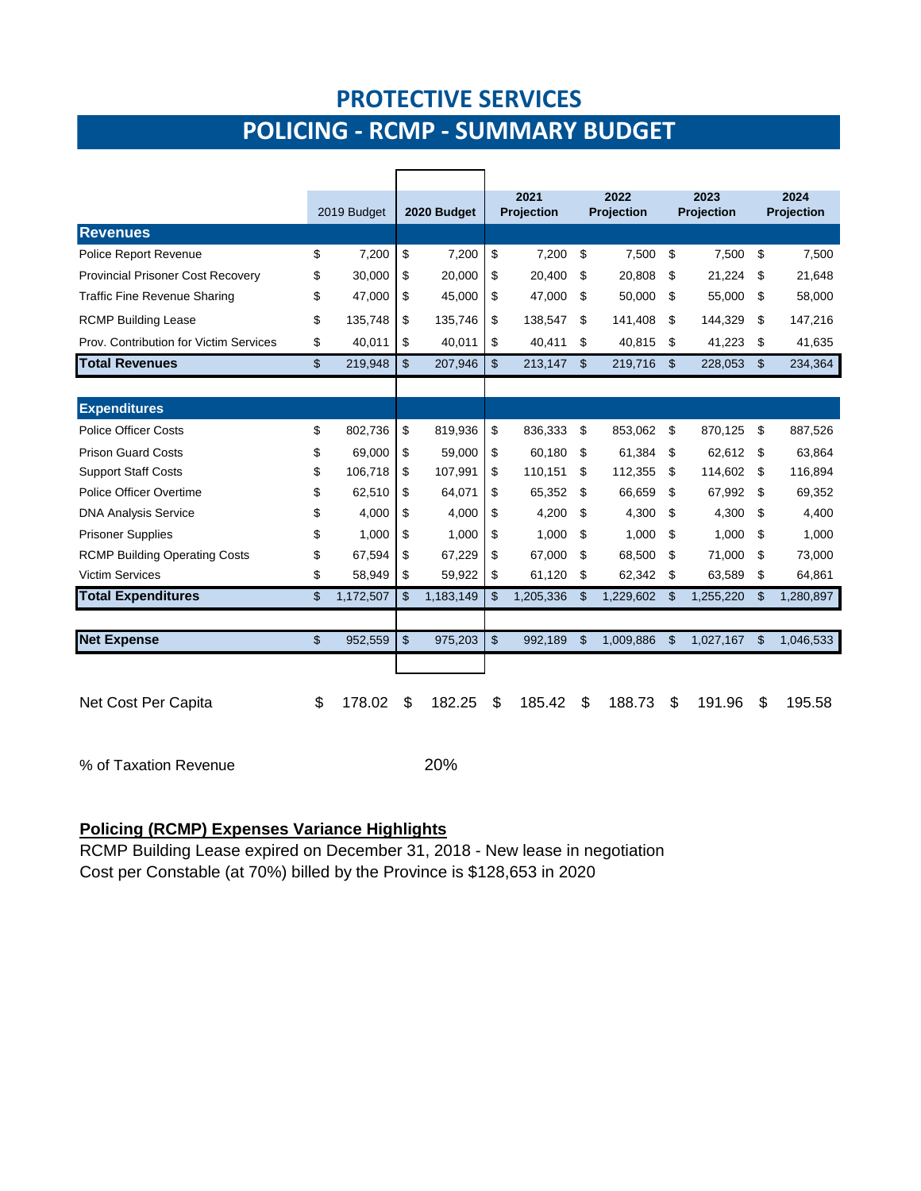# PROTECTIVE SERVICES

## POLICING - RCMP - SUMMARY BUDGET

| | 2019 Budget | 2020 Budget | 2021 Projection | 2022 Projection | 2023 Projection | 2024 Projection |
|---|---|---|---|---|---|---|
| **Revenues** | | | | | | |
| Police Report Revenue | $ 7,200 | $ 7,200 | $ 7,200 | $ 7,500 | $ 7,500 | $ 7,500 |
| Provincial Prisoner Cost Recovery | $ 30,000 | $ 20,000 | $ 20,400 | $ 20,808 | $ 21,224 | $ 21,648 |
| Traffic Fine Revenue Sharing | $ 47,000 | $ 45,000 | $ 47,000 | $ 50,000 | $ 55,000 | $ 58,000 |
| RCMP Building Lease | $ 135,748 | $ 135,746 | $ 138,547 | $ 141,408 | $ 144,329 | $ 147,216 |
| Prov. Contribution for Victim Services | $ 40,011 | $ 40,011 | $ 40,411 | $ 40,815 | $ 41,223 | $ 41,635 |
| **Total Revenues** | $ 219,948 | $ 207,946 | $ 213,147 | $ 219,716 | $ 228,053 | $ 234,364 |
| **Expenditures** | | | | | | |
| Police Officer Costs | $ 802,736 | $ 819,936 | $ 836,333 | $ 853,062 | $ 870,125 | $ 887,526 |
| Prison Guard Costs | $ 69,000 | $ 59,000 | $ 60,180 | $ 61,384 | $ 62,612 | $ 63,864 |
| Support Staff Costs | $ 106,718 | $ 107,991 | $ 110,151 | $ 112,355 | $ 114,602 | $ 116,894 |
| Police Officer Overtime | $ 62,510 | $ 64,071 | $ 65,352 | $ 66,659 | $ 67,992 | $ 69,352 |
| DNA Analysis Service | $ 4,000 | $ 4,000 | $ 4,200 | $ 4,300 | $ 4,300 | $ 4,400 |
| Prisoner Supplies | $ 1,000 | $ 1,000 | $ 1,000 | $ 1,000 | $ 1,000 | $ 1,000 |
| RCMP Building Operating Costs | $ 67,594 | $ 67,229 | $ 67,000 | $ 68,500 | $ 71,000 | $ 73,000 |
| Victim Services | $ 58,949 | $ 59,922 | $ 61,120 | $ 62,342 | $ 63,589 | $ 64,861 |
| **Total Expenditures** | $ 1,172,507 | $ 1,183,149 | $ 1,205,336 | $ 1,229,602 | $ 1,255,220 | $ 1,280,897 |
| **Net Expense** | $ 952,559 | $ 975,203 | $ 992,189 | $ 1,009,886 | $ 1,027,167 | $ 1,046,533 |
| Net Cost Per Capita | $ 178.02 | $ 182.25 | $ 185.42 | $ 188.73 | $ 191.96 | $ 195.58 |
| % of Taxation Revenue | | 20% | | | | |

**Policing (RCMP) Expenses Variance Highlights**

RCMP Building Lease expired on December 31, 2018 - New lease in negotiation

Cost per Constable (at 70%) billed by the Province is $128,653 in 2020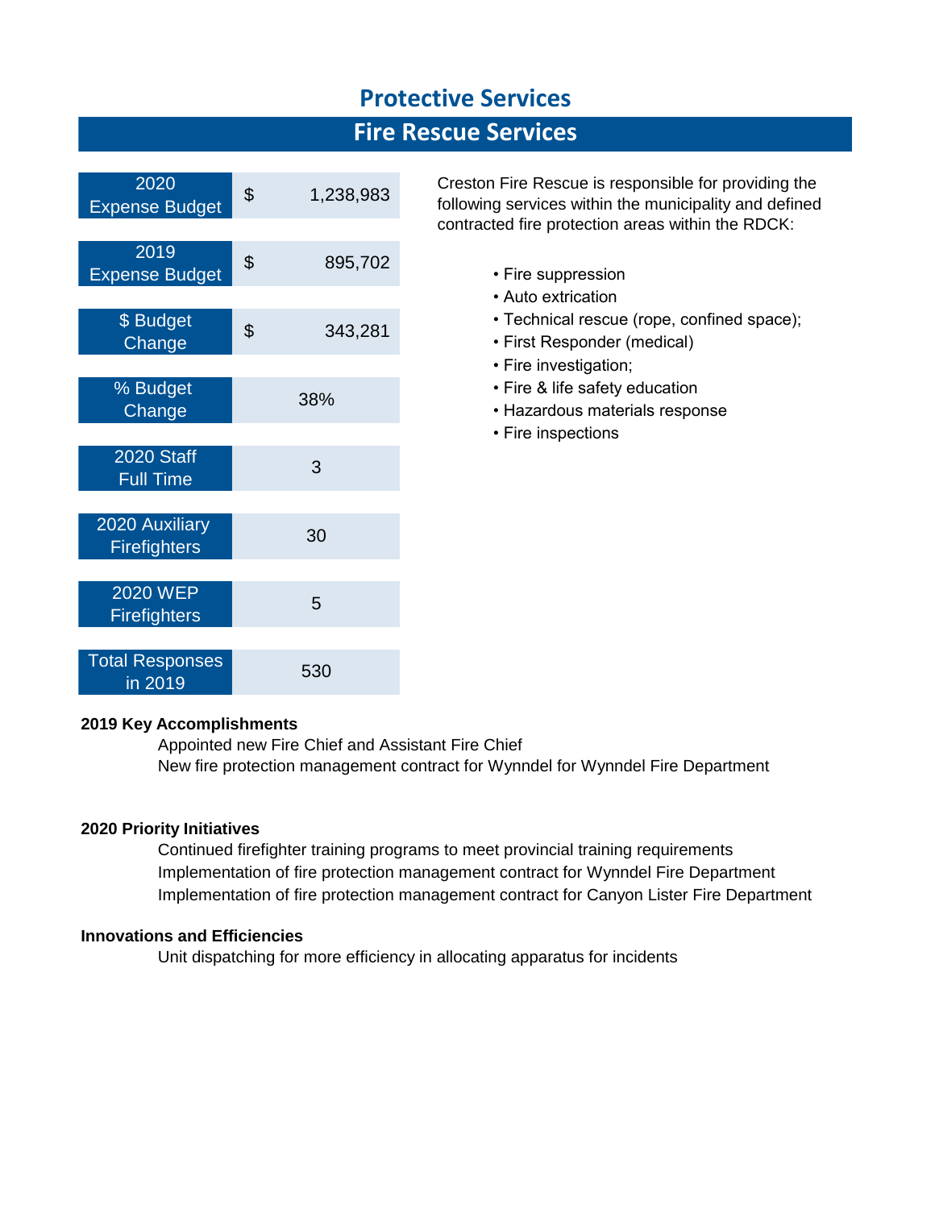# Protective Services

## Fire Rescue Services

| | |
|---|---|
| 2020 Expense Budget | $ 1,238,983 |
| 2019 Expense Budget | $ 895,702 |
| $ Budget Change | $ 343,281 |
| % Budget Change | 38% |
| 2020 Staff Full Time | 3 |
| 2020 Auxiliary Firefighters | 30 |
| 2020 WEP Firefighters | 5 |
| Total Responses in 2019 | 530 |

Creston Fire Rescue is responsible for providing the following services within the municipality and defined contracted fire protection areas within the RDCK:

- Fire suppression
- Auto extrication
- Technical rescue (rope, confined space);
- First Responder (medical)
- Fire investigation;
- Fire & life safety education
- Hazardous materials response
- Fire inspections

**2019 Key Accomplishments**

Appointed new Fire Chief and Assistant Fire Chief
New fire protection management contract for Wynndel for Wynndel Fire Department

**2020 Priority Initiatives**

Continued firefighter training programs to meet provincial training requirements
Implementation of fire protection management contract for Wynndel Fire Department
Implementation of fire protection management contract for Canyon Lister Fire Department

**Innovations and Efficiencies**

Unit dispatching for more efficiency in allocating apparatus for incidents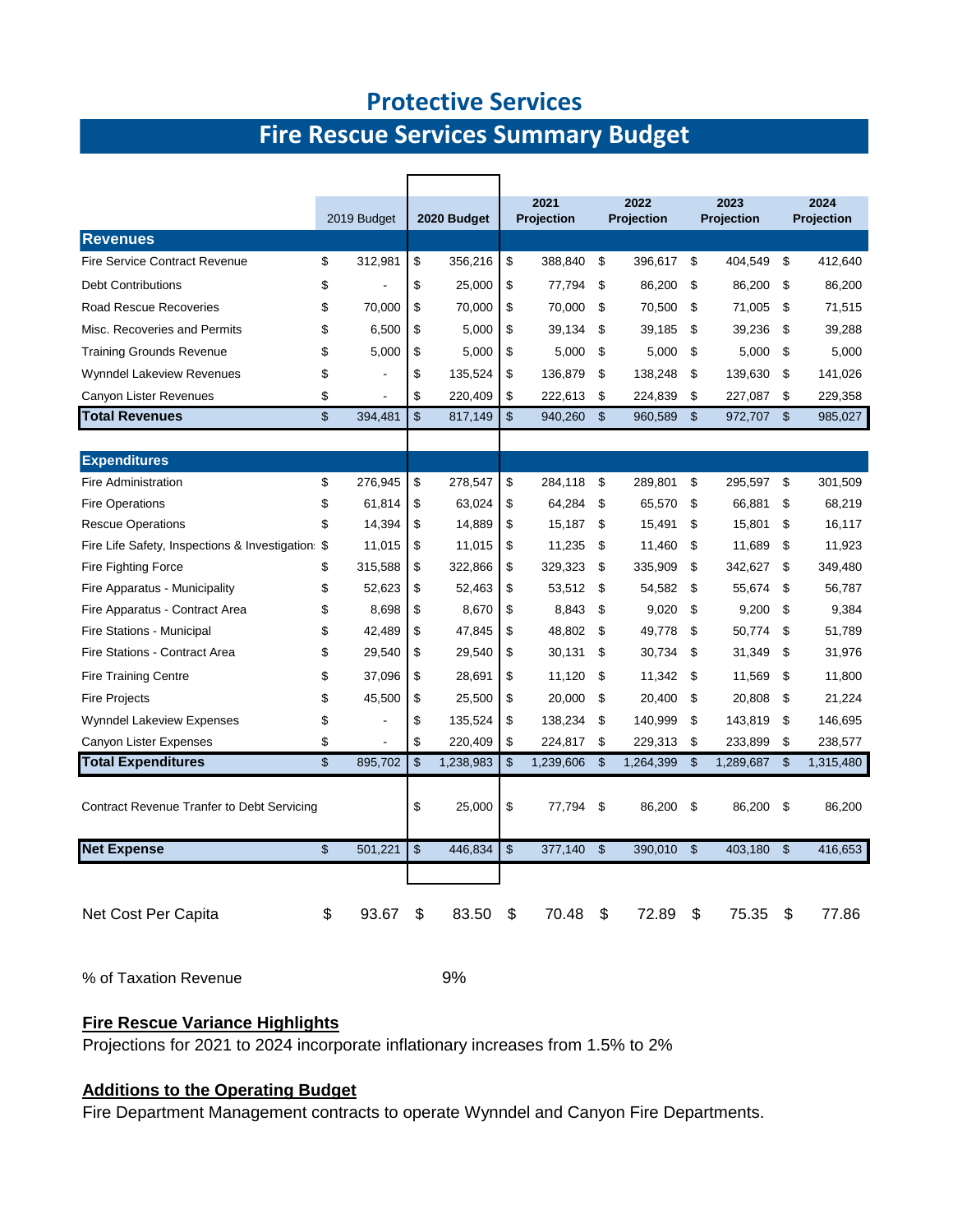# Protective Services

## Fire Rescue Services Summary Budget

| | 2019 Budget | 2020 Budget | 2021 Projection | 2022 Projection | 2023 Projection | 2024 Projection |
|---|---|---|---|---|---|---|
| **Revenues** | | | | | | |
| Fire Service Contract Revenue | $ 312,981 | $ 356,216 | $ 388,840 | $ 396,617 | $ 404,549 | $ 412,640 |
| Debt Contributions | $ - | $ 25,000 | $ 77,794 | $ 86,200 | $ 86,200 | $ 86,200 |
| Road Rescue Recoveries | $ 70,000 | $ 70,000 | $ 70,000 | $ 70,500 | $ 71,005 | $ 71,515 |
| Misc. Recoveries and Permits | $ 6,500 | $ 5,000 | $ 39,134 | $ 39,185 | $ 39,236 | $ 39,288 |
| Training Grounds Revenue | $ 5,000 | $ 5,000 | $ 5,000 | $ 5,000 | $ 5,000 | $ 5,000 |
| Wynndel Lakeview Revenues | $ - | $ 135,524 | $ 136,879 | $ 138,248 | $ 139,630 | $ 141,026 |
| Canyon Lister Revenues | $ - | $ 220,409 | $ 222,613 | $ 224,839 | $ 227,087 | $ 229,358 |
| **Total Revenues** | $ 394,481 | $ 817,149 | $ 940,260 | $ 960,589 | $ 972,707 | $ 985,027 |
| **Expenditures** | | | | | | |
| Fire Administration | $ 276,945 | $ 278,547 | $ 284,118 | $ 289,801 | $ 295,597 | $ 301,509 |
| Fire Operations | $ 61,814 | $ 63,024 | $ 64,284 | $ 65,570 | $ 66,881 | $ 68,219 |
| Rescue Operations | $ 14,394 | $ 14,889 | $ 15,187 | $ 15,491 | $ 15,801 | $ 16,117 |
| Fire Life Safety, Inspections & Investigation | $ 11,015 | $ 11,015 | $ 11,235 | $ 11,460 | $ 11,689 | $ 11,923 |
| Fire Fighting Force | $ 315,588 | $ 322,866 | $ 329,323 | $ 335,909 | $ 342,627 | $ 349,480 |
| Fire Apparatus - Municipality | $ 52,623 | $ 52,463 | $ 53,512 | $ 54,582 | $ 55,674 | $ 56,787 |
| Fire Apparatus - Contract Area | $ 8,698 | $ 8,670 | $ 8,843 | $ 9,020 | $ 9,200 | $ 9,384 |
| Fire Stations - Municipal | $ 42,489 | $ 47,845 | $ 48,802 | $ 49,778 | $ 50,774 | $ 51,789 |
| Fire Stations - Contract Area | $ 29,540 | $ 29,540 | $ 30,131 | $ 30,734 | $ 31,349 | $ 31,976 |
| Fire Training Centre | $ 37,096 | $ 28,691 | $ 11,120 | $ 11,342 | $ 11,569 | $ 11,800 |
| Fire Projects | $ 45,500 | $ 25,500 | $ 20,000 | $ 20,400 | $ 20,808 | $ 21,224 |
| Wynndel Lakeview Expenses | $ - | $ 135,524 | $ 138,234 | $ 140,999 | $ 143,819 | $ 146,695 |
| Canyon Lister Expenses | $ - | $ 220,409 | $ 224,817 | $ 229,313 | $ 233,899 | $ 238,577 |
| **Total Expenditures** | $ 895,702 | $ 1,238,983 | $ 1,239,606 | $ 1,264,399 | $ 1,289,687 | $ 1,315,480 |
| Contract Revenue Tranfer to Debt Servicing | | $ 25,000 | $ 77,794 | $ 86,200 | $ 86,200 | $ 86,200 |
| **Net Expense** | $ 501,221 | $ 446,834 | $ 377,140 | $ 390,010 | $ 403,180 | $ 416,653 |
| Net Cost Per Capita | $ 93.67 | $ 83.50 | $ 70.48 | $ 72.89 | $ 75.35 | $ 77.86 |
| % of Taxation Revenue | | 9% | | | | |

**Fire Rescue Variance Highlights**

Projections for 2021 to 2024 incorporate inflationary increases from 1.5% to 2%

**Additions to the Operating Budget**

Fire Department Management contracts to operate Wynndel and Canyon Fire Departments.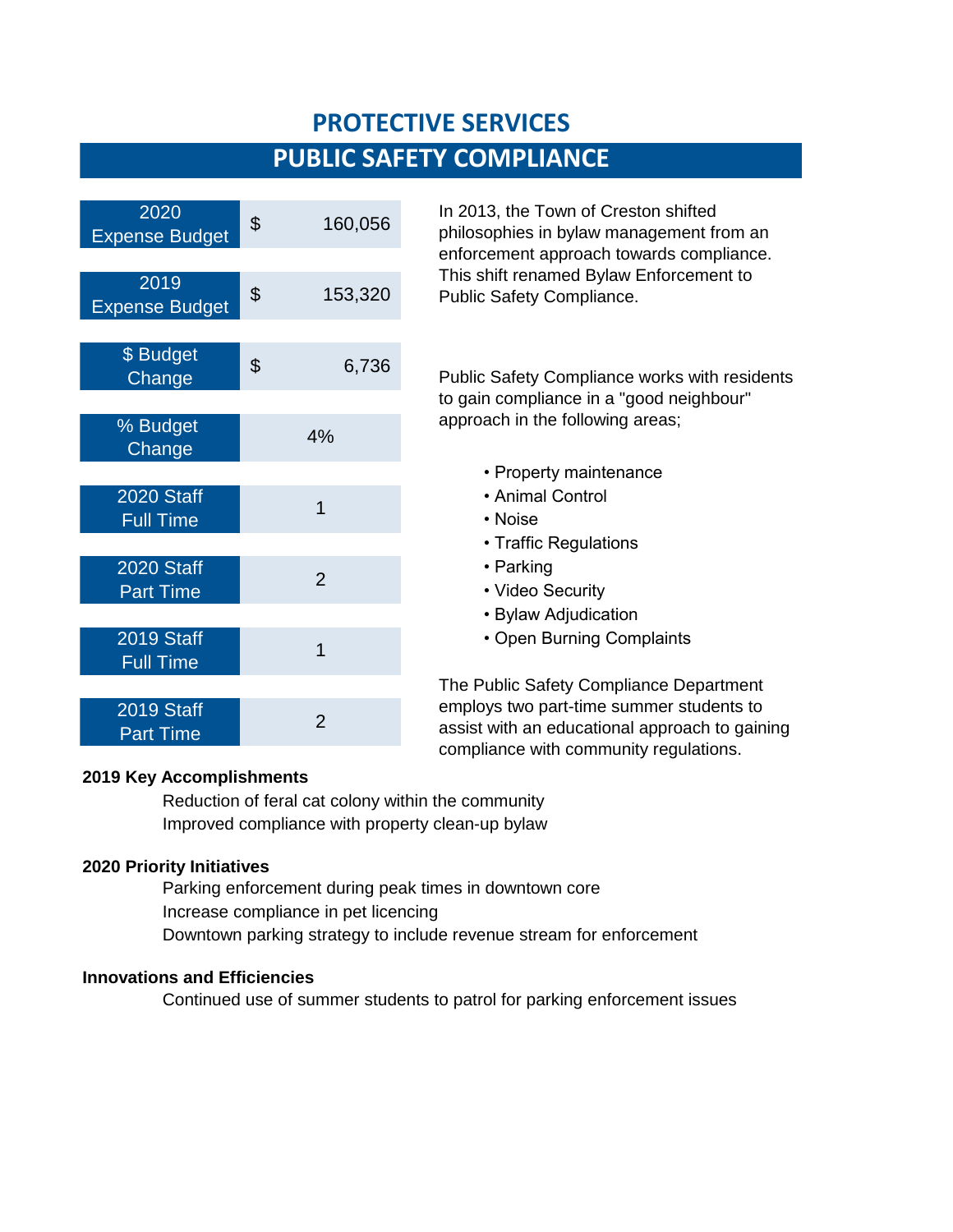# PROTECTIVE SERVICES

## PUBLIC SAFETY COMPLIANCE

| | |
|---|---|
| 2020 Expense Budget | $ 160,056 |
| 2019 Expense Budget | $ 153,320 |
| $ Budget Change | $ 6,736 |
| % Budget Change | 4% |
| 2020 Staff Full Time | 1 |
| 2020 Staff Part Time | 2 |
| 2019 Staff Full Time | 1 |
| 2019 Staff Part Time | 2 |

In 2013, the Town of Creston shifted philosophies in bylaw management from an enforcement approach towards compliance. This shift renamed Bylaw Enforcement to Public Safety Compliance.

Public Safety Compliance works with residents to gain compliance in a "good neighbour" approach in the following areas;

- Property maintenance
- Animal Control
- Noise
- Traffic Regulations
- Parking
- Video Security
- Bylaw Adjudication
- Open Burning Complaints

The Public Safety Compliance Department employs two part-time summer students to assist with an educational approach to gaining compliance with community regulations.

**2019 Key Accomplishments**

Reduction of feral cat colony within the community
Improved compliance with property clean-up bylaw

**2020 Priority Initiatives**

Parking enforcement during peak times in downtown core
Increase compliance in pet licencing
Downtown parking strategy to include revenue stream for enforcement

**Innovations and Efficiencies**

Continued use of summer students to patrol for parking enforcement issues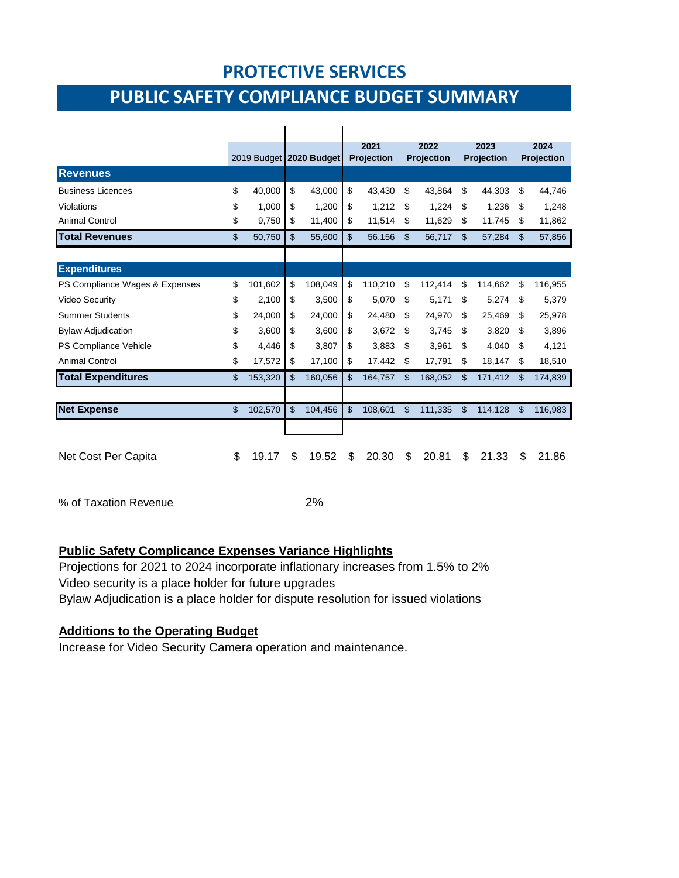# PROTECTIVE SERVICES

## PUBLIC SAFETY COMPLIANCE BUDGET SUMMARY

| | 2019 Budget | 2020 Budget | 2021 Projection | 2022 Projection | 2023 Projection | 2024 Projection |
|---|---|---|---|---|---|---|
| **Revenues** | | | | | | |
| Business Licences | $ 40,000 | $ 43,000 | $ 43,430 | $ 43,864 | $ 44,303 | $ 44,746 |
| Violations | $ 1,000 | $ 1,200 | $ 1,212 | $ 1,224 | $ 1,236 | $ 1,248 |
| Animal Control | $ 9,750 | $ 11,400 | $ 11,514 | $ 11,629 | $ 11,745 | $ 11,862 |
| **Total Revenues** | $ 50,750 | $ 55,600 | $ 56,156 | $ 56,717 | $ 57,284 | $ 57,856 |
| | | | | | | |
| **Expenditures** | | | | | | |
| PS Compliance Wages & Expenses | $ 101,602 | $ 108,049 | $ 110,210 | $ 112,414 | $ 114,662 | $ 116,955 |
| Video Security | $ 2,100 | $ 3,500 | $ 5,070 | $ 5,171 | $ 5,274 | $ 5,379 |
| Summer Students | $ 24,000 | $ 24,000 | $ 24,480 | $ 24,970 | $ 25,469 | $ 25,978 |
| Bylaw Adjudication | $ 3,600 | $ 3,600 | $ 3,672 | $ 3,745 | $ 3,820 | $ 3,896 |
| PS Compliance Vehicle | $ 4,446 | $ 3,807 | $ 3,883 | $ 3,961 | $ 4,040 | $ 4,121 |
| Animal Control | $ 17,572 | $ 17,100 | $ 17,442 | $ 17,791 | $ 18,147 | $ 18,510 |
| **Total Expenditures** | $ 153,320 | $ 160,056 | $ 164,757 | $ 168,052 | $ 171,412 | $ 174,839 |
| | | | | | | |
| **Net Expense** | $ 102,570 | $ 104,456 | $ 108,601 | $ 111,335 | $ 114,128 | $ 116,983 |
| | | | | | | |
| Net Cost Per Capita | $ 19.17 | $ 19.52 | $ 20.30 | $ 20.81 | $ 21.33 | $ 21.86 |
| | | | | | | |
| % of Taxation Revenue | | 2% | | | | |

**Public Safety Complicance Expenses Variance Highlights**

Projections for 2021 to 2024 incorporate inflationary increases from 1.5% to 2%
Video security is a place holder for future upgrades
Bylaw Adjudication is a place holder for dispute resolution for issued violations

**Additions to the Operating Budget**

Increase for Video Security Camera operation and maintenance.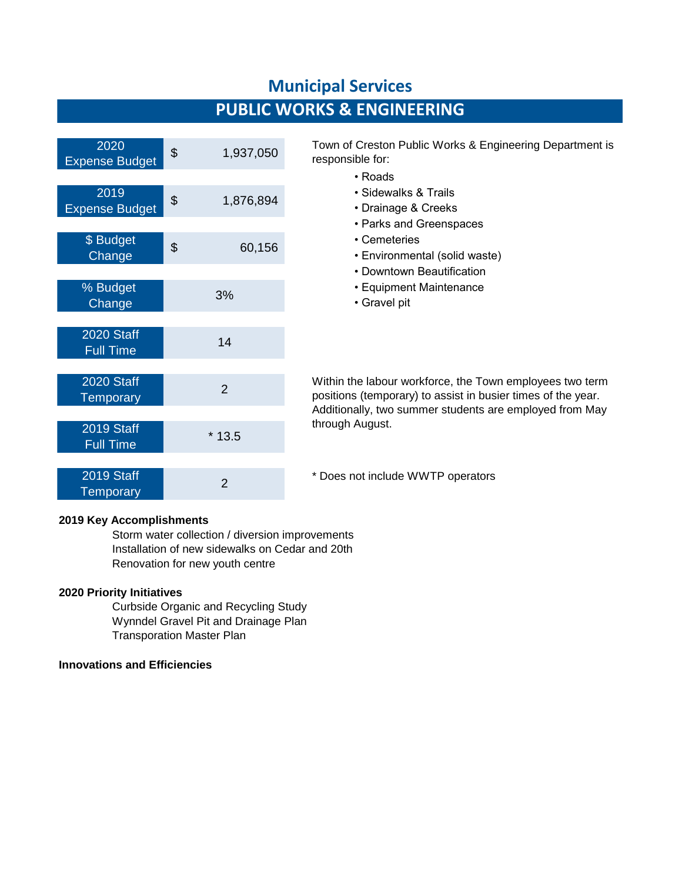## Municipal Services

# PUBLIC WORKS & ENGINEERING

| | | |
|---|---|---|
| 2020 Expense Budget | $ | 1,937,050 |
| 2019 Expense Budget | $ | 1,876,894 |
| $ Budget Change | $ | 60,156 |
| % Budget Change | | 3% |
| 2020 Staff Full Time | | 14 |
| 2020 Staff Temporary | | 2 |
| 2019 Staff Full Time | | * 13.5 |
| 2019 Staff Temporary | | 2 |

Town of Creston Public Works & Engineering Department is responsible for:

- Roads
- Sidewalks & Trails
- Drainage & Creeks
- Parks and Greenspaces
- Cemeteries
- Environmental (solid waste)
- Downtown Beautification
- Equipment Maintenance
- Gravel pit

Within the labour workforce, the Town employees two term positions (temporary) to assist in busier times of the year. Additionally, two summer students are employed from May through August.

* Does not include WWTP operators

**2019 Key Accomplishments**

Storm water collection / diversion improvements
Installation of new sidewalks on Cedar and 20th
Renovation for new youth centre

**2020 Priority Initiatives**

Curbside Organic and Recycling Study
Wynndel Gravel Pit and Drainage Plan
Transporation Master Plan

**Innovations and Efficiencies**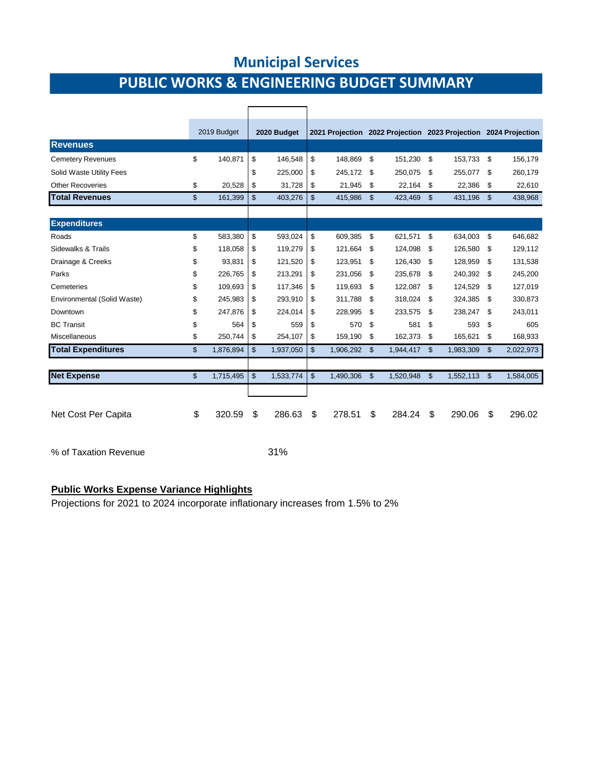# Municipal Services

## PUBLIC WORKS & ENGINEERING BUDGET SUMMARY

| | 2019 Budget | 2020 Budget | 2021 Projection | 2022 Projection | 2023 Projection | 2024 Projection |
|---|---|---|---|---|---|---|
| **Revenues** | | | | | | |
| Cemetery Revenues | $ 140,871 | $ 146,548 | $ 148,869 | $ 151,230 | $ 153,733 | $ 156,179 |
| Solid Waste Utility Fees | | $ 225,000 | $ 245,172 | $ 250,075 | $ 255,077 | $ 260,179 |
| Other Recoveries | $ 20,528 | $ 31,728 | $ 21,945 | $ 22,164 | $ 22,386 | $ 22,610 |
| **Total Revenues** | $ 161,399 | $ 403,276 | $ 415,986 | $ 423,469 | $ 431,196 | $ 438,968 |
| **Expenditures** | | | | | | |
| Roads | $ 583,380 | $ 593,024 | $ 609,385 | $ 621,571 | $ 634,003 | $ 646,682 |
| Sidewalks & Trails | $ 118,058 | $ 119,279 | $ 121,664 | $ 124,098 | $ 126,580 | $ 129,112 |
| Drainage & Creeks | $ 93,831 | $ 121,520 | $ 123,951 | $ 126,430 | $ 128,959 | $ 131,538 |
| Parks | $ 226,765 | $ 213,291 | $ 231,056 | $ 235,678 | $ 240,392 | $ 245,200 |
| Cemeteries | $ 109,693 | $ 117,346 | $ 119,693 | $ 122,087 | $ 124,529 | $ 127,019 |
| Environmental (Solid Waste) | $ 245,983 | $ 293,910 | $ 311,788 | $ 318,024 | $ 324,385 | $ 330,873 |
| Downtown | $ 247,876 | $ 224,014 | $ 228,995 | $ 233,575 | $ 238,247 | $ 243,011 |
| BC Transit | $ 564 | $ 559 | $ 570 | $ 581 | $ 593 | $ 605 |
| Miscellaneous | $ 250,744 | $ 254,107 | $ 159,190 | $ 162,373 | $ 165,621 | $ 168,933 |
| **Total Expenditures** | $ 1,876,894 | $ 1,937,050 | $ 1,906,292 | $ 1,944,417 | $ 1,983,309 | $ 2,022,973 |
| **Net Expense** | $ 1,715,495 | $ 1,533,774 | $ 1,490,306 | $ 1,520,948 | $ 1,552,113 | $ 1,584,005 |
| Net Cost Per Capita | $ 320.59 | $ 286.63 | $ 278.51 | $ 284.24 | $ 290.06 | $ 296.02 |
| % of Taxation Revenue | | 31% | | | | |

**Public Works Expense Variance Highlights**

Projections for 2021 to 2024 incorporate inflationary increases from 1.5% to 2%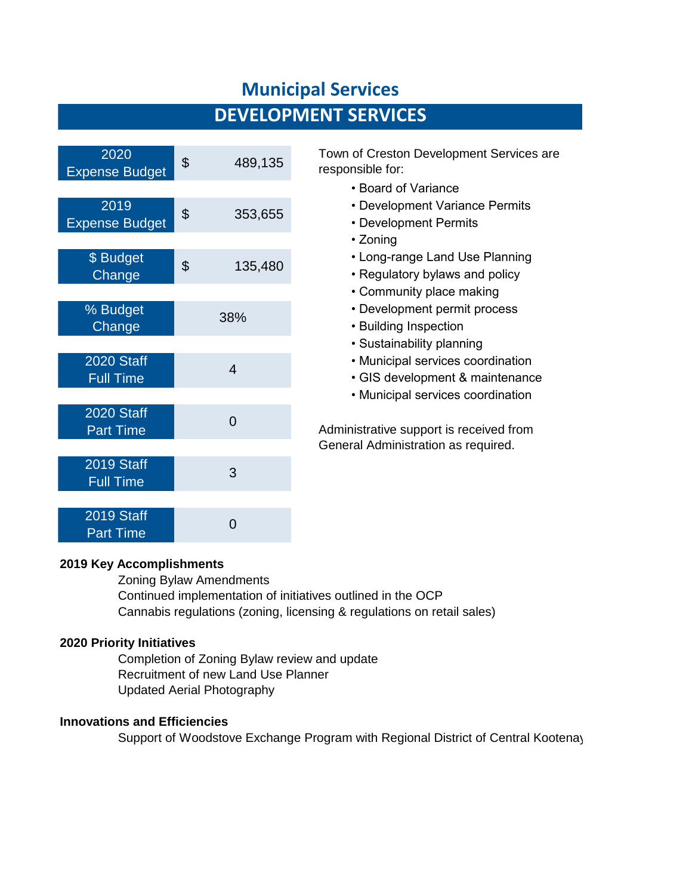# Municipal Services

## DEVELOPMENT SERVICES

| | |
|---|---|
| 2020 Expense Budget | $ 489,135 |
| 2019 Expense Budget | $ 353,655 |
| $ Budget Change | $ 135,480 |
| % Budget Change | 38% |
| 2020 Staff Full Time | 4 |
| 2020 Staff Part Time | 0 |
| 2019 Staff Full Time | 3 |
| 2019 Staff Part Time | 0 |

Town of Creston Development Services are responsible for:

- Board of Variance
- Development Variance Permits
- Development Permits
- Zoning
- Long-range Land Use Planning
- Regulatory bylaws and policy
- Community place making
- Development permit process
- Building Inspection
- Sustainability planning
- Municipal services coordination
- GIS development & maintenance
- Municipal services coordination

Administrative support is received from General Administration as required.

**2019 Key Accomplishments**

Zoning Bylaw Amendments
Continued implementation of initiatives outlined in the OCP
Cannabis regulations (zoning, licensing & regulations on retail sales)

**2020 Priority Initiatives**

Completion of Zoning Bylaw review and update
Recruitment of new Land Use Planner
Updated Aerial Photography

**Innovations and Efficiencies**

Support of Woodstove Exchange Program with Regional District of Central Kootenay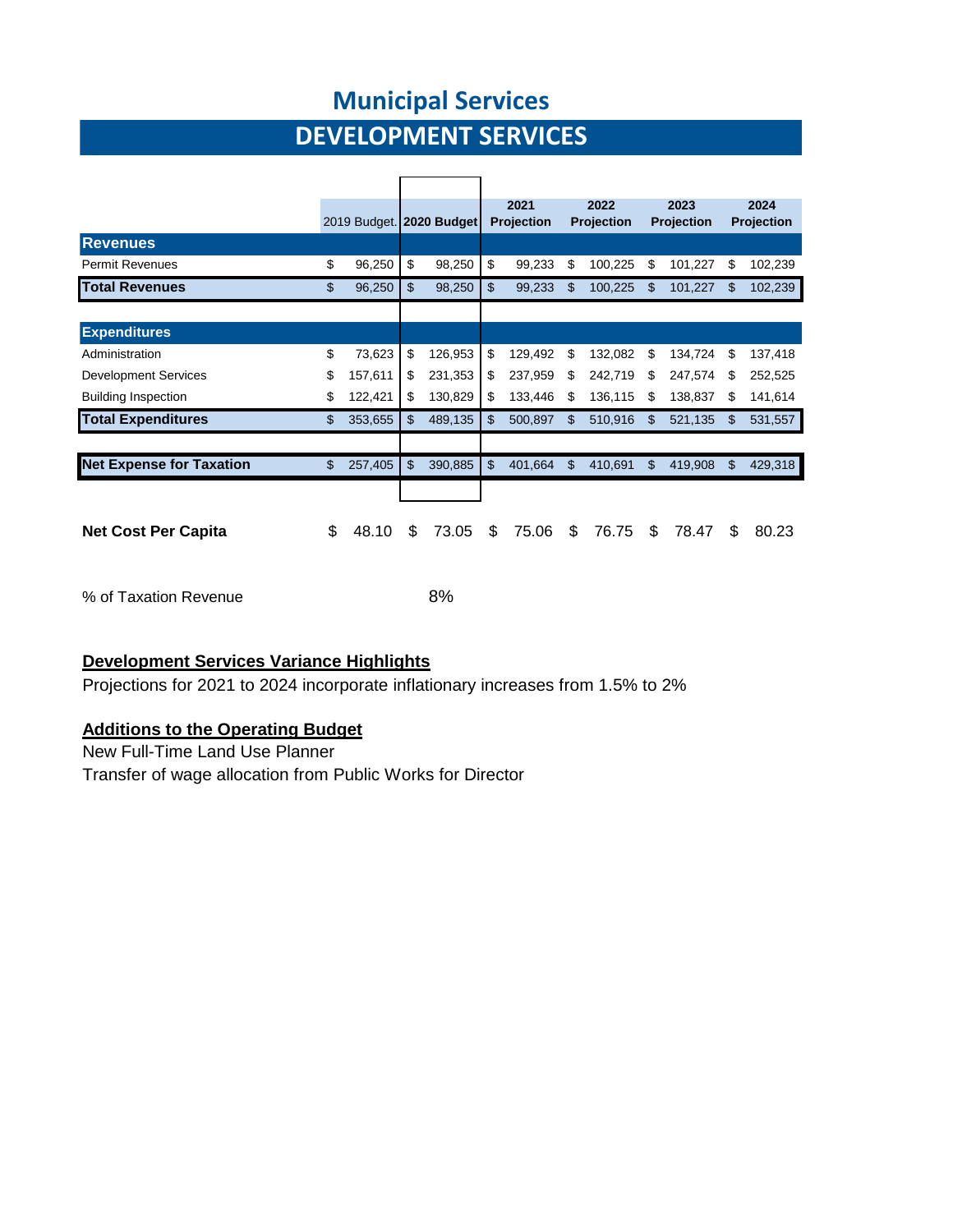# Municipal Services

## DEVELOPMENT SERVICES

| | 2019 Budget. | 2020 Budget | 2021 Projection | 2022 Projection | 2023 Projection | 2024 Projection |
|---|---|---|---|---|---|---|
| **Revenues** | | | | | | |
| Permit Revenues | $ 96,250 | $ 98,250 | $ 99,233 | $ 100,225 | $ 101,227 | $ 102,239 |
| **Total Revenues** | $ 96,250 | $ 98,250 | $ 99,233 | $ 100,225 | $ 101,227 | $ 102,239 |
| | | | | | | |
| **Expenditures** | | | | | | |
| Administration | $ 73,623 | $ 126,953 | $ 129,492 | $ 132,082 | $ 134,724 | $ 137,418 |
| Development Services | $ 157,611 | $ 231,353 | $ 237,959 | $ 242,719 | $ 247,574 | $ 252,525 |
| Building Inspection | $ 122,421 | $ 130,829 | $ 133,446 | $ 136,115 | $ 138,837 | $ 141,614 |
| **Total Expenditures** | $ 353,655 | $ 489,135 | $ 500,897 | $ 510,916 | $ 521,135 | $ 531,557 |
| | | | | | | |
| **Net Expense for Taxation** | $ 257,405 | $ 390,885 | $ 401,664 | $ 410,691 | $ 419,908 | $ 429,318 |
| | | | | | | |
| **Net Cost Per Capita** | $ 48.10 | $ 73.05 | $ 75.06 | $ 76.75 | $ 78.47 | $ 80.23 |
| | | | | | | |
| % of Taxation Revenue | | 8% | | | | |

**Development Services Variance Highlights**

Projections for 2021 to 2024 incorporate inflationary increases from 1.5% to 2%

**Additions to the Operating Budget**

New Full-Time Land Use Planner

Transfer of wage allocation from Public Works for Director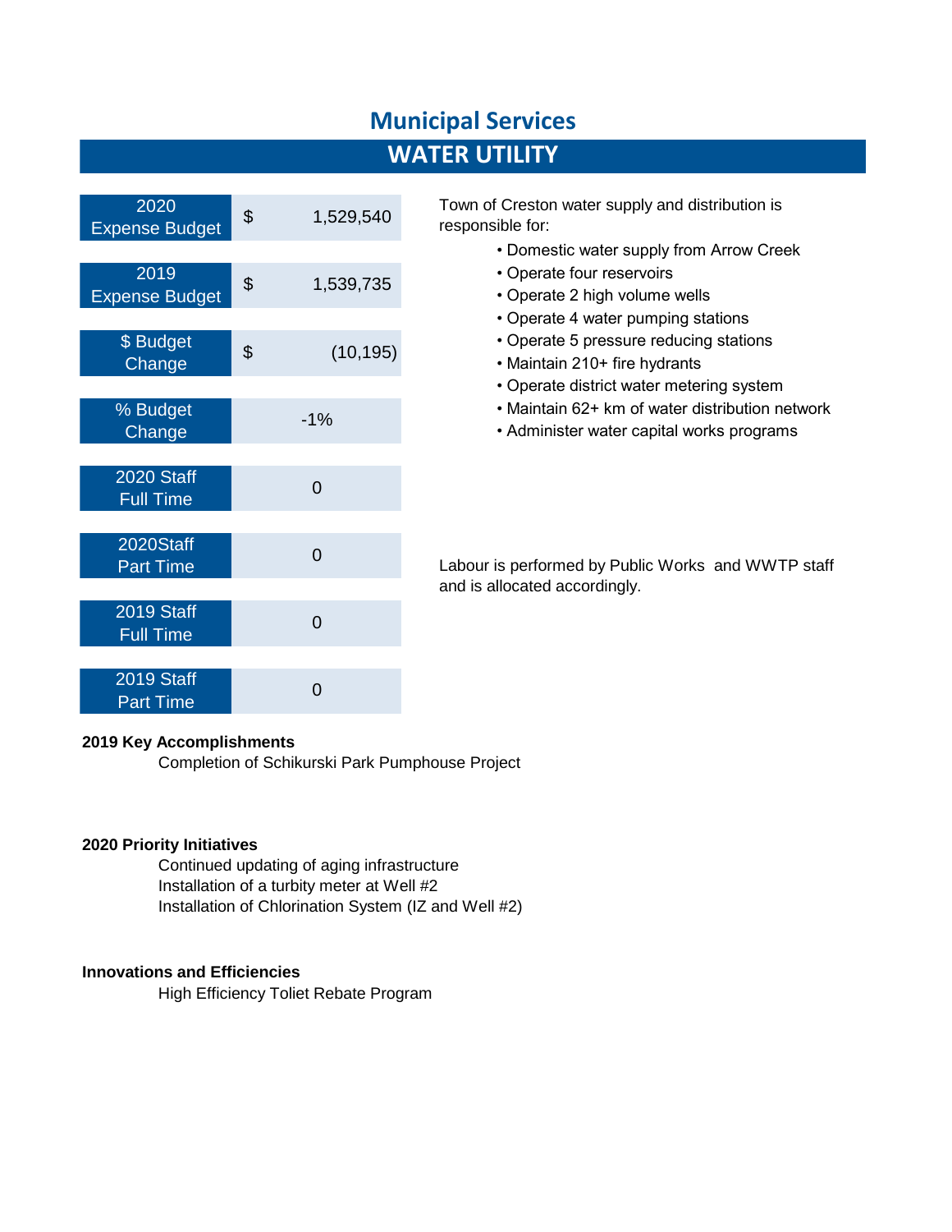# Municipal Services

## WATER UTILITY

| | |
|---|---|
| 2020 Expense Budget | $ 1,529,540 |
| 2019 Expense Budget | $ 1,539,735 |
| $ Budget Change | $ (10,195) |
| % Budget Change | -1% |
| 2020 Staff Full Time | 0 |
| 2020Staff Part Time | 0 |
| 2019 Staff Full Time | 0 |
| 2019 Staff Part Time | 0 |

Town of Creston water supply and distribution is responsible for:

- Domestic water supply from Arrow Creek
- Operate four reservoirs
- Operate 2 high volume wells
- Operate 4 water pumping stations
- Operate 5 pressure reducing stations
- Maintain 210+ fire hydrants
- Operate district water metering system
- Maintain 62+ km of water distribution network
- Administer water capital works programs

Labour is performed by Public Works and WWTP staff and is allocated accordingly.

**2019 Key Accomplishments**

Completion of Schikurski Park Pumphouse Project

**2020 Priority Initiatives**

Continued updating of aging infrastructure
Installation of a turbity meter at Well #2
Installation of Chlorination System (IZ and Well #2)

**Innovations and Efficiencies**

High Efficiency Toliet Rebate Program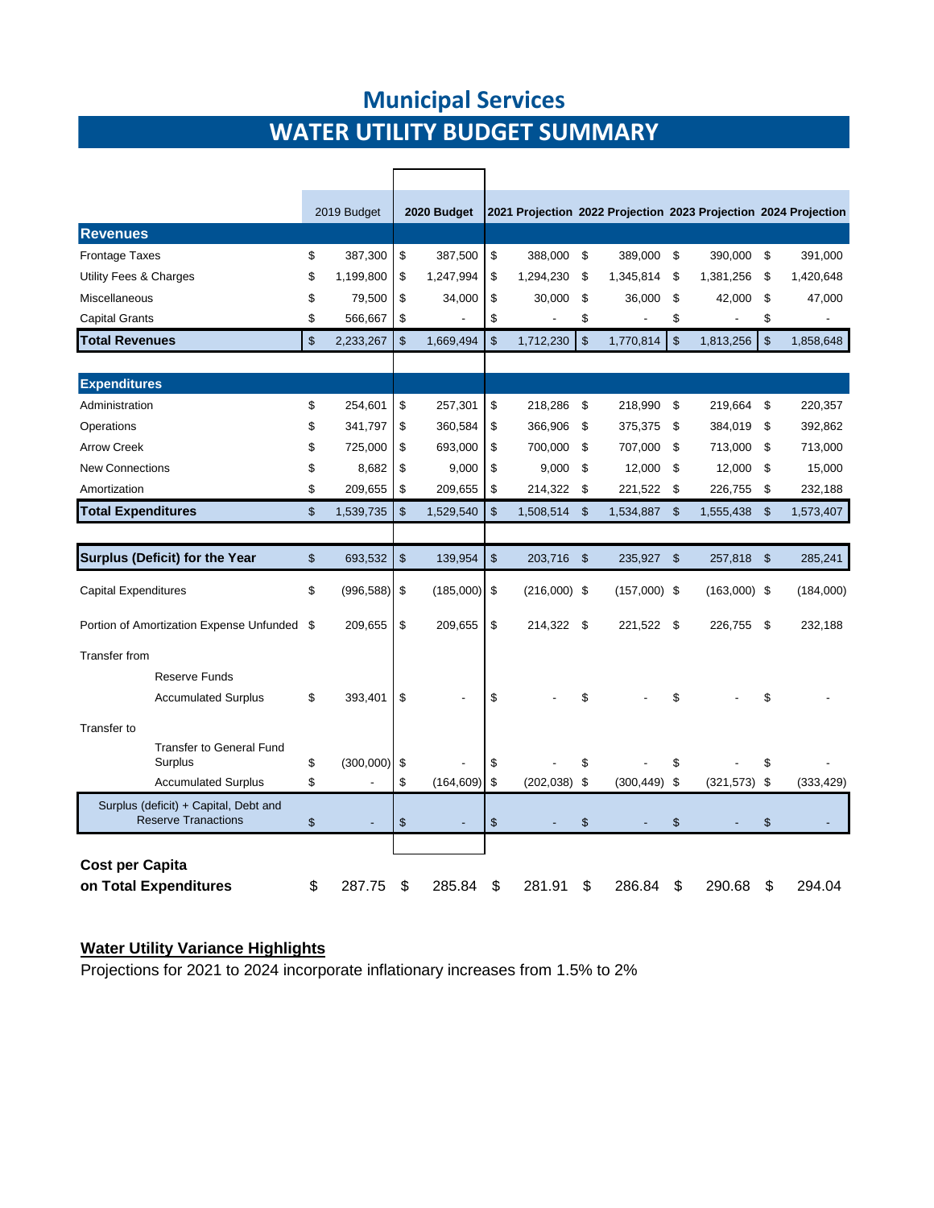# Municipal Services

## WATER UTILITY BUDGET SUMMARY

| | 2019 Budget | 2020 Budget | 2021 Projection | 2022 Projection | 2023 Projection | 2024 Projection |
|---|---|---|---|---|---|---|
| **Revenues** | | | | | | |
| Frontage Taxes | $ 387,300 | $ 387,500 | $ 388,000 | $ 389,000 | $ 390,000 | $ 391,000 |
| Utility Fees & Charges | $ 1,199,800 | $ 1,247,994 | $ 1,294,230 | $ 1,345,814 | $ 1,381,256 | $ 1,420,648 |
| Miscellaneous | $ 79,500 | $ 34,000 | $ 30,000 | $ 36,000 | $ 42,000 | $ 47,000 |
| Capital Grants | $ 566,667 | $ - | $ - | $ - | $ - | $ - |
| **Total Revenues** | $ 2,233,267 | $ 1,669,494 | $ 1,712,230 | $ 1,770,814 | $ 1,813,256 | $ 1,858,648 |
| **Expenditures** | | | | | | |
| Administration | $ 254,601 | $ 257,301 | $ 218,286 | $ 218,990 | $ 219,664 | $ 220,357 |
| Operations | $ 341,797 | $ 360,584 | $ 366,906 | $ 375,375 | $ 384,019 | $ 392,862 |
| Arrow Creek | $ 725,000 | $ 693,000 | $ 700,000 | $ 707,000 | $ 713,000 | $ 713,000 |
| New Connections | $ 8,682 | $ 9,000 | $ 9,000 | $ 12,000 | $ 12,000 | $ 15,000 |
| Amortization | $ 209,655 | $ 209,655 | $ 214,322 | $ 221,522 | $ 226,755 | $ 232,188 |
| **Total Expenditures** | $ 1,539,735 | $ 1,529,540 | $ 1,508,514 | $ 1,534,887 | $ 1,555,438 | $ 1,573,407 |
| **Surplus (Deficit) for the Year** | $ 693,532 | $ 139,954 | $ 203,716 | $ 235,927 | $ 257,818 | $ 285,241 |
| Capital Expenditures | $ (996,588) | $ (185,000) | $ (216,000) | $ (157,000) | $ (163,000) | $ (184,000) |
| Portion of Amortization Expense Unfunded | $ 209,655 | $ 209,655 | $ 214,322 | $ 221,522 | $ 226,755 | $ 232,188 |
| Transfer from | | | | | | |
| Reserve Funds | | | | | | |
| Accumulated Surplus | $ 393,401 | $ - | $ - | $ - | $ - | $ - |
| Transfer to | | | | | | |
| Transfer to General Fund Surplus | $ (300,000) | $ - | $ - | $ - | $ - | $ - |
| Accumulated Surplus | $ - | $ (164,609) | $ (202,038) | $ (300,449) | $ (321,573) | $ (333,429) |
| Surplus (deficit) + Capital, Debt and Reserve Tranactions | $ - | $ - | $ - | $ - | $ - | $ - |
| **Cost per Capita on Total Expenditures** | $ 287.75 | $ 285.84 | $ 281.91 | $ 286.84 | $ 290.68 | $ 294.04 |

**Water Utility Variance Highlights**

Projections for 2021 to 2024 incorporate inflationary increases from 1.5% to 2%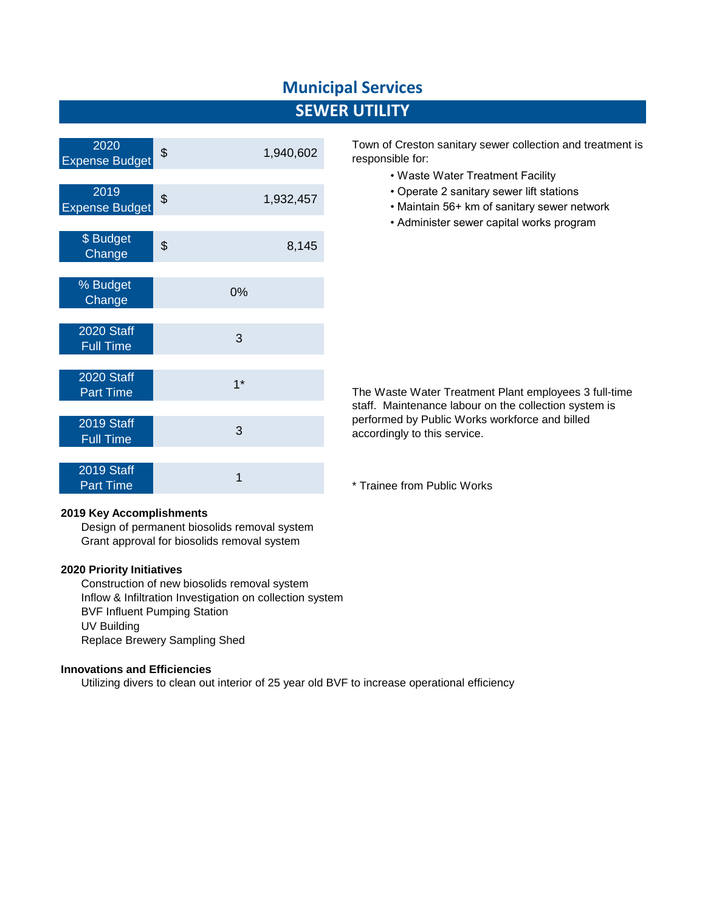# Municipal Services

## SEWER UTILITY

| | |
|---|---|
| 2020 Expense Budget | $ 1,940,602 |
| 2019 Expense Budget | $ 1,932,457 |
| $ Budget Change | $ 8,145 |
| % Budget Change | 0% |
| 2020 Staff Full Time | 3 |
| 2020 Staff Part Time | 1* |
| 2019 Staff Full Time | 3 |
| 2019 Staff Part Time | 1 |

Town of Creston sanitary sewer collection and treatment is responsible for:

- Waste Water Treatment Facility
- Operate 2 sanitary sewer lift stations
- Maintain 56+ km of sanitary sewer network
- Administer sewer capital works program

The Waste Water Treatment Plant employees 3 full-time staff. Maintenance labour on the collection system is performed by Public Works workforce and billed accordingly to this service.

* Trainee from Public Works

**2019 Key Accomplishments**

Design of permanent biosolids removal system
Grant approval for biosolids removal system

**2020 Priority Initiatives**

Construction of new biosolids removal system
Inflow & Infiltration Investigation on collection system
BVF Influent Pumping Station
UV Building
Replace Brewery Sampling Shed

**Innovations and Efficiencies**

Utilizing divers to clean out interior of 25 year old BVF to increase operational efficiency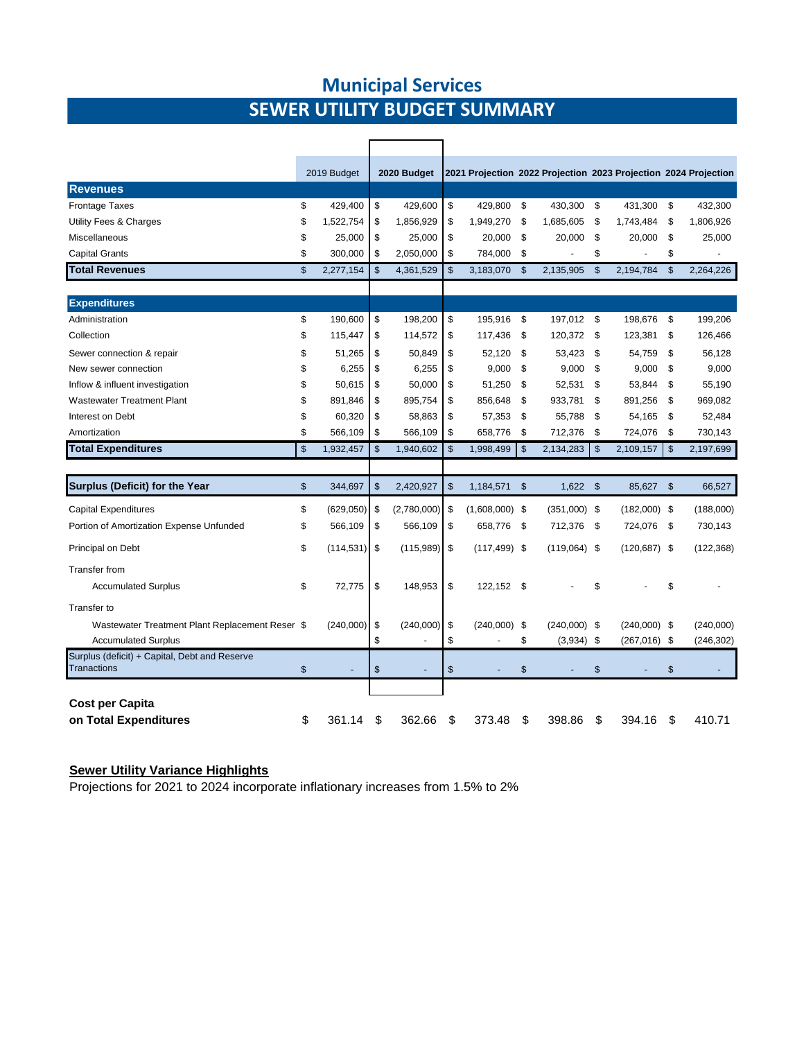# Municipal Services

## SEWER UTILITY BUDGET SUMMARY

| | 2019 Budget | 2020 Budget | 2021 Projection | 2022 Projection | 2023 Projection | 2024 Projection |
|---|---|---|---|---|---|---|
| **Revenues** | | | | | | |
| Frontage Taxes | $ 429,400 | $ 429,600 | $ 429,800 | $ 430,300 | $ 431,300 | $ 432,300 |
| Utility Fees & Charges | $ 1,522,754 | $ 1,856,929 | $ 1,949,270 | $ 1,685,605 | $ 1,743,484 | $ 1,806,926 |
| Miscellaneous | $ 25,000 | $ 25,000 | $ 20,000 | $ 20,000 | $ 20,000 | $ 25,000 |
| Capital Grants | $ 300,000 | $ 2,050,000 | $ 784,000 | $ - | $ - | $ - |
| **Total Revenues** | $ 2,277,154 | $ 4,361,529 | $ 3,183,070 | $ 2,135,905 | $ 2,194,784 | $ 2,264,226 |
| **Expenditures** | | | | | | |
| Administration | $ 190,600 | $ 198,200 | $ 195,916 | $ 197,012 | $ 198,676 | $ 199,206 |
| Collection | $ 115,447 | $ 114,572 | $ 117,436 | $ 120,372 | $ 123,381 | $ 126,466 |
| Sewer connection & repair | $ 51,265 | $ 50,849 | $ 52,120 | $ 53,423 | $ 54,759 | $ 56,128 |
| New sewer connection | $ 6,255 | $ 6,255 | $ 9,000 | $ 9,000 | $ 9,000 | $ 9,000 |
| Inflow & influent investigation | $ 50,615 | $ 50,000 | $ 51,250 | $ 52,531 | $ 53,844 | $ 55,190 |
| Wastewater Treatment Plant | $ 891,846 | $ 895,754 | $ 856,648 | $ 933,781 | $ 891,256 | $ 969,082 |
| Interest on Debt | $ 60,320 | $ 58,863 | $ 57,353 | $ 55,788 | $ 54,165 | $ 52,484 |
| Amortization | $ 566,109 | $ 566,109 | $ 658,776 | $ 712,376 | $ 724,076 | $ 730,143 |
| **Total Expenditures** | $ 1,932,457 | $ 1,940,602 | $ 1,998,499 | $ 2,134,283 | $ 2,109,157 | $ 2,197,699 |
| **Surplus (Deficit) for the Year** | $ 344,697 | $ 2,420,927 | $ 1,184,571 | $ 1,622 | $ 85,627 | $ 66,527 |
| Capital Expenditures | $ (629,050) | $ (2,780,000) | $ (1,608,000) | $ (351,000) | $ (182,000) | $ (188,000) |
| Portion of Amortization Expense Unfunded | $ 566,109 | $ 566,109 | $ 658,776 | $ 712,376 | $ 724,076 | $ 730,143 |
| Principal on Debt | $ (114,531) | $ (115,989) | $ (117,499) | $ (119,064) | $ (120,687) | $ (122,368) |
| Transfer from | | | | | | |
| Accumulated Surplus | $ 72,775 | $ 148,953 | $ 122,152 | $ - | $ - | $ - |
| Transfer to | | | | | | |
| Wastewater Treatment Plant Replacement Reser | $ (240,000) | $ (240,000) | $ (240,000) | $ (240,000) | $ (240,000) | $ (240,000) |
| Accumulated Surplus | | $ - | $ - | $ (3,934) | $ (267,016) | $ (246,302) |
| Surplus (deficit) + Capital, Debt and Reserve Tranactions | $ - | $ - | $ - | $ - | $ - | $ - |
| **Cost per Capita on Total Expenditures** | $ 361.14 | $ 362.66 | $ 373.48 | $ 398.86 | $ 394.16 | $ 410.71 |

**Sewer Utility Variance Highlights**

Projections for 2021 to 2024 incorporate inflationary increases from 1.5% to 2%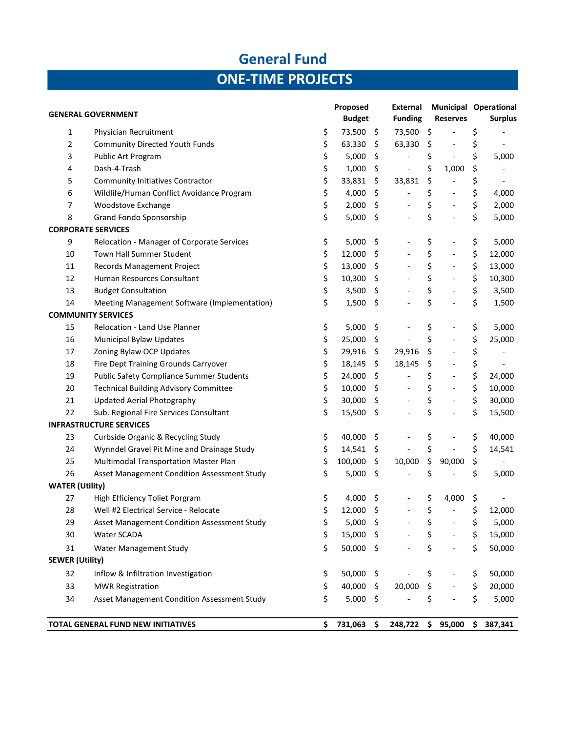# General Fund

## ONE-TIME PROJECTS

| GENERAL GOVERNMENT | | Proposed Budget | External Funding | Municipal Reserves | Operational Surplus |
|---|---|---|---|---|---|
| 1 | Physician Recruitment | $ 73,500 | $ 73,500 | $ - | $ - |
| 2 | Community Directed Youth Funds | $ 63,330 | $ 63,330 | $ - | $ - |
| 3 | Public Art Program | $ 5,000 | $ - | $ - | $ 5,000 |
| 4 | Dash-4-Trash | $ 1,000 | $ - | $ 1,000 | $ - |
| 5 | Community Initiatives Contractor | $ 33,831 | $ 33,831 | $ - | $ - |
| 6 | Wildlife/Human Conflict Avoidance Program | $ 4,000 | $ - | $ - | $ 4,000 |
| 7 | Woodstove Exchange | $ 2,000 | $ - | $ - | $ 2,000 |
| 8 | Grand Fondo Sponsorship | $ 5,000 | $ - | $ - | $ 5,000 |
| **CORPORATE SERVICES** | | | | | |
| 9 | Relocation - Manager of Corporate Services | $ 5,000 | $ - | $ - | $ 5,000 |
| 10 | Town Hall Summer Student | $ 12,000 | $ - | $ - | $ 12,000 |
| 11 | Records Management Project | $ 13,000 | $ - | $ - | $ 13,000 |
| 12 | Human Resources Consultant | $ 10,300 | $ - | $ - | $ 10,300 |
| 13 | Budget Consultation | $ 3,500 | $ - | $ - | $ 3,500 |
| 14 | Meeting Management Software (Implementation) | $ 1,500 | $ - | $ - | $ 1,500 |
| **COMMUNITY SERVICES** | | | | | |
| 15 | Relocation - Land Use Planner | $ 5,000 | $ - | $ - | $ 5,000 |
| 16 | Municipal Bylaw Updates | $ 25,000 | $ - | $ - | $ 25,000 |
| 17 | Zoning Bylaw OCP Updates | $ 29,916 | $ 29,916 | $ - | $ - |
| 18 | Fire Dept Training Grounds Carryover | $ 18,145 | $ 18,145 | $ - | $ - |
| 19 | Public Safety Compliance Summer Students | $ 24,000 | $ - | $ - | $ 24,000 |
| 20 | Technical Building Advisory Committee | $ 10,000 | $ - | $ - | $ 10,000 |
| 21 | Updated Aerial Photography | $ 30,000 | $ - | $ - | $ 30,000 |
| 22 | Sub. Regional Fire Services Consultant | $ 15,500 | $ - | $ - | $ 15,500 |
| **INFRASTRUCTURE SERVICES** | | | | | |
| 23 | Curbside Organic & Recycling Study | $ 40,000 | $ - | $ - | $ 40,000 |
| 24 | Wynndel Gravel Pit Mine and Drainage Study | $ 14,541 | $ - | $ - | $ 14,541 |
| 25 | Multimodal Transportation Master Plan | $ 100,000 | $ 10,000 | $ 90,000 | $ - |
| 26 | Asset Management Condition Assessment Study | $ 5,000 | $ - | $ - | $ 5,000 |
| **WATER (Utility)** | | | | | |
| 27 | High Efficiency Toliet Porgram | $ 4,000 | $ - | $ 4,000 | $ - |
| 28 | Well #2 Electrical Service - Relocate | $ 12,000 | $ - | $ - | $ 12,000 |
| 29 | Asset Management Condition Assessment Study | $ 5,000 | $ - | $ - | $ 5,000 |
| 30 | Water SCADA | $ 15,000 | $ - | $ - | $ 15,000 |
| 31 | Water Management Study | $ 50,000 | $ - | $ - | $ 50,000 |
| **SEWER (Utility)** | | | | | |
| 32 | Inflow & Infiltration Investigation | $ 50,000 | $ - | $ - | $ 50,000 |
| 33 | MWR Registration | $ 40,000 | $ 20,000 | $ - | $ 20,000 |
| 34 | Asset Management Condition Assessment Study | $ 5,000 | $ - | $ - | $ 5,000 |
| **TOTAL GENERAL FUND NEW INITIATIVES** | | **$ 731,063** | **$ 248,722** | **$ 95,000** | **$ 387,341** |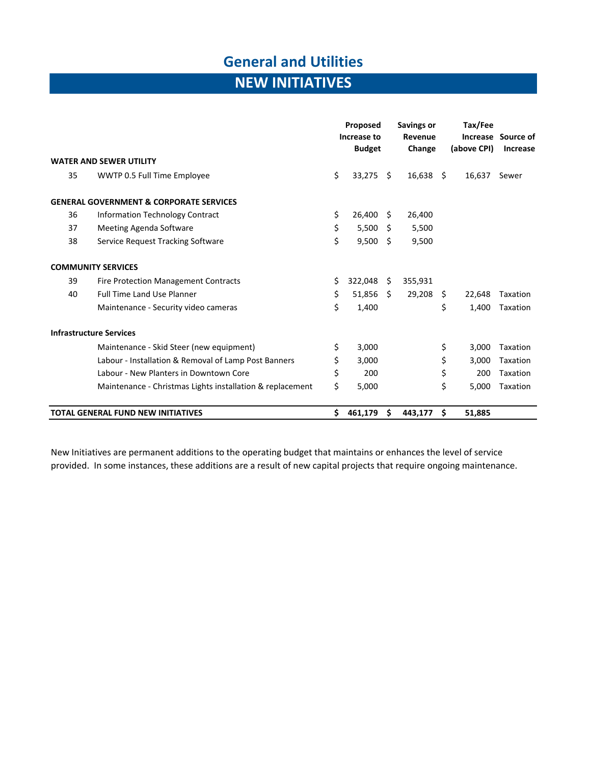# General and Utilities

## NEW INITIATIVES

| | | Proposed Increase to Budget | Savings or Revenue Change | Tax/Fee Increase (above CPI) | Source of Increase |
|---|---|---|---|---|---|
| **WATER AND SEWER UTILITY** | | | | | |
| 35 | WWTP 0.5 Full Time Employee | $ 33,275 | $ 16,638 | $ 16,637 | Sewer |
| **GENERAL GOVERNMENT & CORPORATE SERVICES** | | | | | |
| 36 | Information Technology Contract | $ 26,400 | $ 26,400 | | |
| 37 | Meeting Agenda Software | $ 5,500 | $ 5,500 | | |
| 38 | Service Request Tracking Software | $ 9,500 | $ 9,500 | | |
| **COMMUNITY SERVICES** | | | | | |
| 39 | Fire Protection Management Contracts | $ 322,048 | $ 355,931 | | |
| 40 | Full Time Land Use Planner | $ 51,856 | $ 29,208 | $ 22,648 | Taxation |
| | Maintenance - Security video cameras | $ 1,400 | | $ 1,400 | Taxation |
| **Infrastructure Services** | | | | | |
| | Maintenance - Skid Steer (new equipment) | $ 3,000 | | $ 3,000 | Taxation |
| | Labour - Installation & Removal of Lamp Post Banners | $ 3,000 | | $ 3,000 | Taxation |
| | Labour - New Planters in Downtown Core | $ 200 | | $ 200 | Taxation |
| | Maintenance - Christmas Lights installation & replacement | $ 5,000 | | $ 5,000 | Taxation |
| **TOTAL GENERAL FUND NEW INITIATIVES** | | **$ 461,179** | **$ 443,177** | **$ 51,885** | |

New Initiatives are permanent additions to the operating budget that maintains or enhances the level of service provided. In some instances, these additions are a result of new capital projects that require ongoing maintenance.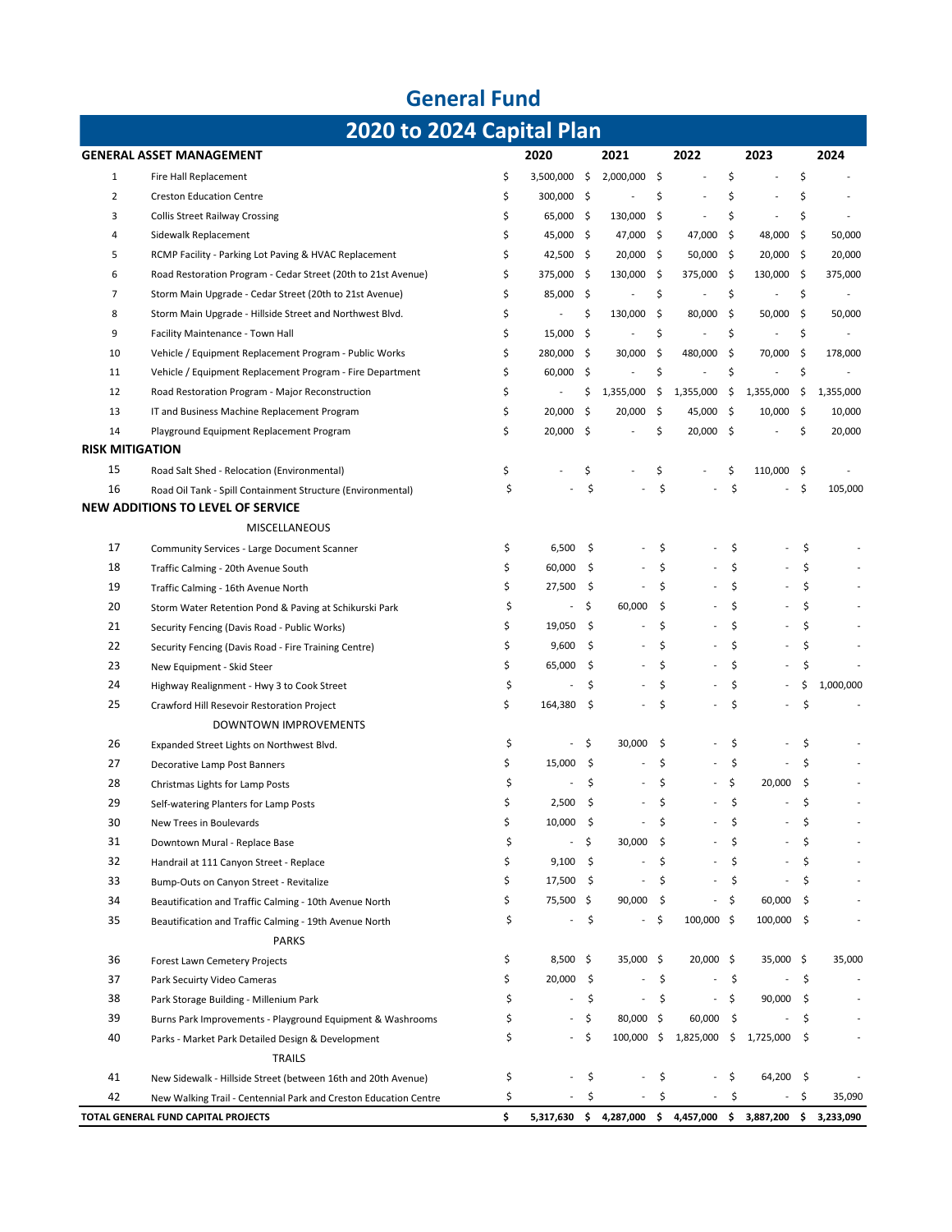# General Fund

## 2020 to 2024 Capital Plan

| | GENERAL ASSET MANAGEMENT | 2020 | 2021 | 2022 | 2023 | 2024 |
|---|---|---|---|---|---|---|
| 1 | Fire Hall Replacement | $ 3,500,000 | $ 2,000,000 | $ - | $ - | $ - |
| 2 | Creston Education Centre | $ 300,000 | $ - | $ - | $ - | $ - |
| 3 | Collis Street Railway Crossing | $ 65,000 | $ 130,000 | $ - | $ - | $ - |
| 4 | Sidewalk Replacement | $ 45,000 | $ 47,000 | $ 47,000 | $ 48,000 | $ 50,000 |
| 5 | RCMP Facility - Parking Lot Paving & HVAC Replacement | $ 42,500 | $ 20,000 | $ 50,000 | $ 20,000 | $ 20,000 |
| 6 | Road Restoration Program - Cedar Street (20th to 21st Avenue) | $ 375,000 | $ 130,000 | $ 375,000 | $ 130,000 | $ 375,000 |
| 7 | Storm Main Upgrade - Cedar Street (20th to 21st Avenue) | $ 85,000 | $ - | $ - | $ - | $ - |
| 8 | Storm Main Upgrade - Hillside Street and Northwest Blvd. | $ - | $ 130,000 | $ 80,000 | $ 50,000 | $ 50,000 |
| 9 | Facility Maintenance - Town Hall | $ 15,000 | $ - | $ - | $ - | $ - |
| 10 | Vehicle / Equipment Replacement Program - Public Works | $ 280,000 | $ 30,000 | $ 480,000 | $ 70,000 | $ 178,000 |
| 11 | Vehicle / Equipment Replacement Program - Fire Department | $ 60,000 | $ - | $ - | $ - | $ - |
| 12 | Road Restoration Program - Major Reconstruction | $ - | $ 1,355,000 | $ 1,355,000 | $ 1,355,000 | $ 1,355,000 |
| 13 | IT and Business Machine Replacement Program | $ 20,000 | $ 20,000 | $ 45,000 | $ 10,000 | $ 10,000 |
| 14 | Playground Equipment Replacement Program | $ 20,000 | $ - | $ 20,000 | $ - | $ 20,000 |
| | **RISK MITIGATION** | | | | | |
| 15 | Road Salt Shed - Relocation (Environmental) | $ - | $ - | $ - | $ 110,000 | $ - |
| 16 | Road Oil Tank - Spill Containment Structure (Environmental) | $ - | $ - | $ - | $ - | $ 105,000 |
| | **NEW ADDITIONS TO LEVEL OF SERVICE** | | | | | |
| | MISCELLANEOUS | | | | | |
| 17 | Community Services - Large Document Scanner | $ 6,500 | $ - | $ - | $ - | $ - |
| 18 | Traffic Calming - 20th Avenue South | $ 60,000 | $ - | $ - | $ - | $ - |
| 19 | Traffic Calming - 16th Avenue North | $ 27,500 | $ - | $ - | $ - | $ - |
| 20 | Storm Water Retention Pond & Paving at Schikurski Park | $ - | $ 60,000 | $ - | $ - | $ - |
| 21 | Security Fencing (Davis Road - Public Works) | $ 19,050 | $ - | $ - | $ - | $ - |
| 22 | Security Fencing (Davis Road - Fire Training Centre) | $ 9,600 | $ - | $ - | $ - | $ - |
| 23 | New Equipment - Skid Steer | $ 65,000 | $ - | $ - | $ - | $ - |
| 24 | Highway Realignment - Hwy 3 to Cook Street | $ - | $ - | $ - | $ - | $ 1,000,000 |
| 25 | Crawford Hill Resevoir Restoration Project | $ 164,380 | $ - | $ - | $ - | $ - |
| | DOWNTOWN IMPROVEMENTS | | | | | |
| 26 | Expanded Street Lights on Northwest Blvd. | $ - | $ 30,000 | $ - | $ - | $ - |
| 27 | Decorative Lamp Post Banners | $ 15,000 | $ - | $ - | $ - | $ - |
| 28 | Christmas Lights for Lamp Posts | $ - | $ - | $ - | $ 20,000 | $ - |
| 29 | Self-watering Planters for Lamp Posts | $ 2,500 | $ - | $ - | $ - | $ - |
| 30 | New Trees in Boulevards | $ 10,000 | $ - | $ - | $ - | $ - |
| 31 | Downtown Mural - Replace Base | $ - | $ 30,000 | $ - | $ - | $ - |
| 32 | Handrail at 111 Canyon Street - Replace | $ 9,100 | $ - | $ - | $ - | $ - |
| 33 | Bump-Outs on Canyon Street - Revitalize | $ 17,500 | $ - | $ - | $ - | $ - |
| 34 | Beautification and Traffic Calming - 10th Avenue North | $ 75,500 | $ 90,000 | $ - | $ 60,000 | $ - |
| 35 | Beautification and Traffic Calming - 19th Avenue North | $ - | $ - | $ 100,000 | $ 100,000 | $ - |
| | PARKS | | | | | |
| 36 | Forest Lawn Cemetery Projects | $ 8,500 | $ 35,000 | $ 20,000 | $ 35,000 | $ 35,000 |
| 37 | Park Secuirty Video Cameras | $ 20,000 | $ - | $ - | $ - | $ - |
| 38 | Park Storage Building - Millenium Park | $ - | $ - | $ - | $ 90,000 | $ - |
| 39 | Burns Park Improvements - Playground Equipment & Washrooms | $ - | $ 80,000 | $ 60,000 | $ - | $ - |
| 40 | Parks - Market Park Detailed Design & Development | $ - | $ 100,000 | $ 1,825,000 | $ 1,725,000 | $ - |
| | TRAILS | | | | | |
| 41 | New Sidewalk - Hillside Street (between 16th and 20th Avenue) | $ - | $ - | $ - | $ 64,200 | $ - |
| 42 | New Walking Trail - Centennial Park and Creston Education Centre | $ - | $ - | $ - | $ - | $ 35,090 |
| | **TOTAL GENERAL FUND CAPITAL PROJECTS** | **$ 5,317,630** | **$ 4,287,000** | **$ 4,457,000** | **$ 3,887,200** | **$ 3,233,090** |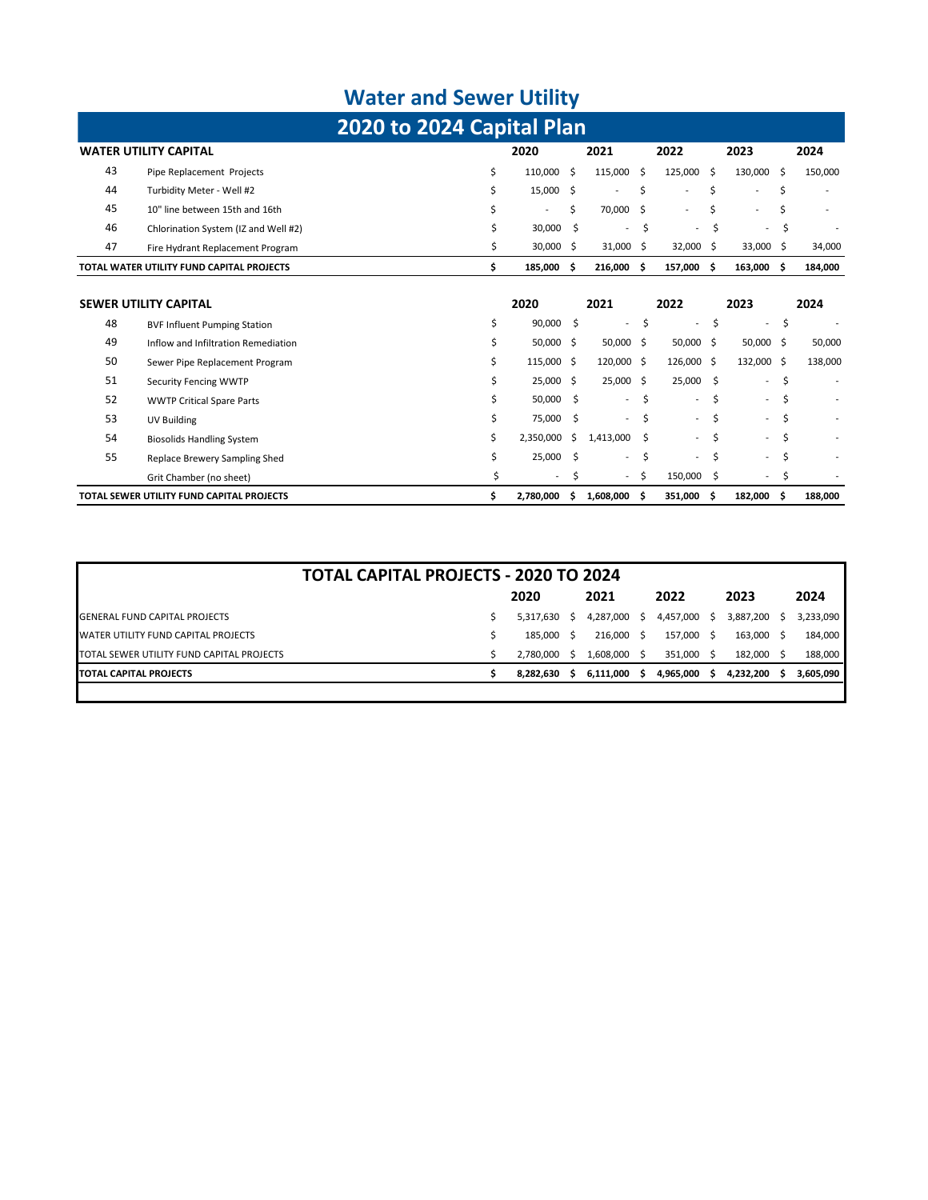# Water and Sewer Utility

## 2020 to 2024 Capital Plan

| WATER UTILITY CAPITAL | | 2020 | 2021 | 2022 | 2023 | 2024 |
|---|---|---|---|---|---|---|
| 43 | Pipe Replacement Projects | $ 110,000 | $ 115,000 | $ 125,000 | $ 130,000 | $ 150,000 |
| 44 | Turbidity Meter - Well #2 | $ 15,000 | $ - | $ - | $ - | $ - |
| 45 | 10" line between 15th and 16th | $ - | $ 70,000 | $ - | $ - | $ - |
| 46 | Chlorination System (IZ and Well #2) | $ 30,000 | $ - | $ - | $ - | $ - |
| 47 | Fire Hydrant Replacement Program | $ 30,000 | $ 31,000 | $ 32,000 | $ 33,000 | $ 34,000 |
| **TOTAL WATER UTILITY FUND CAPITAL PROJECTS** | | **$ 185,000** | **$ 216,000** | **$ 157,000** | **$ 163,000** | **$ 184,000** |

| SEWER UTILITY CAPITAL | | 2020 | 2021 | 2022 | 2023 | 2024 |
|---|---|---|---|---|---|---|
| 48 | BVF Influent Pumping Station | $ 90,000 | $ - | $ - | $ - | $ - |
| 49 | Inflow and Infiltration Remediation | $ 50,000 | $ 50,000 | $ 50,000 | $ 50,000 | $ 50,000 |
| 50 | Sewer Pipe Replacement Program | $ 115,000 | $ 120,000 | $ 126,000 | $ 132,000 | $ 138,000 |
| 51 | Security Fencing WWTP | $ 25,000 | $ 25,000 | $ 25,000 | $ - | $ - |
| 52 | WWTP Critical Spare Parts | $ 50,000 | $ - | $ - | $ - | $ - |
| 53 | UV Building | $ 75,000 | $ - | $ - | $ - | $ - |
| 54 | Biosolids Handling System | $ 2,350,000 | $ 1,413,000 | $ - | $ - | $ - |
| 55 | Replace Brewery Sampling Shed | $ 25,000 | $ - | $ - | $ - | $ - |
| | Grit Chamber (no sheet) | $ - | $ - | $ 150,000 | $ - | $ - |
| **TOTAL SEWER UTILITY FUND CAPITAL PROJECTS** | | **$ 2,780,000** | **$ 1,608,000** | **$ 351,000** | **$ 182,000** | **$ 188,000** |

## TOTAL CAPITAL PROJECTS - 2020 TO 2024

| | 2020 | 2021 | 2022 | 2023 | 2024 |
|---|---|---|---|---|---|
| GENERAL FUND CAPITAL PROJECTS | $ 5,317,630 | $ 4,287,000 | $ 4,457,000 | $ 3,887,200 | $ 3,233,090 |
| WATER UTILITY FUND CAPITAL PROJECTS | $ 185,000 | $ 216,000 | $ 157,000 | $ 163,000 | $ 184,000 |
| TOTAL SEWER UTILITY FUND CAPITAL PROJECTS | $ 2,780,000 | $ 1,608,000 | $ 351,000 | $ 182,000 | $ 188,000 |
| **TOTAL CAPITAL PROJECTS** | **$ 8,282,630** | **$ 6,111,000** | **$ 4,965,000** | **$ 4,232,200** | **$ 3,605,090** |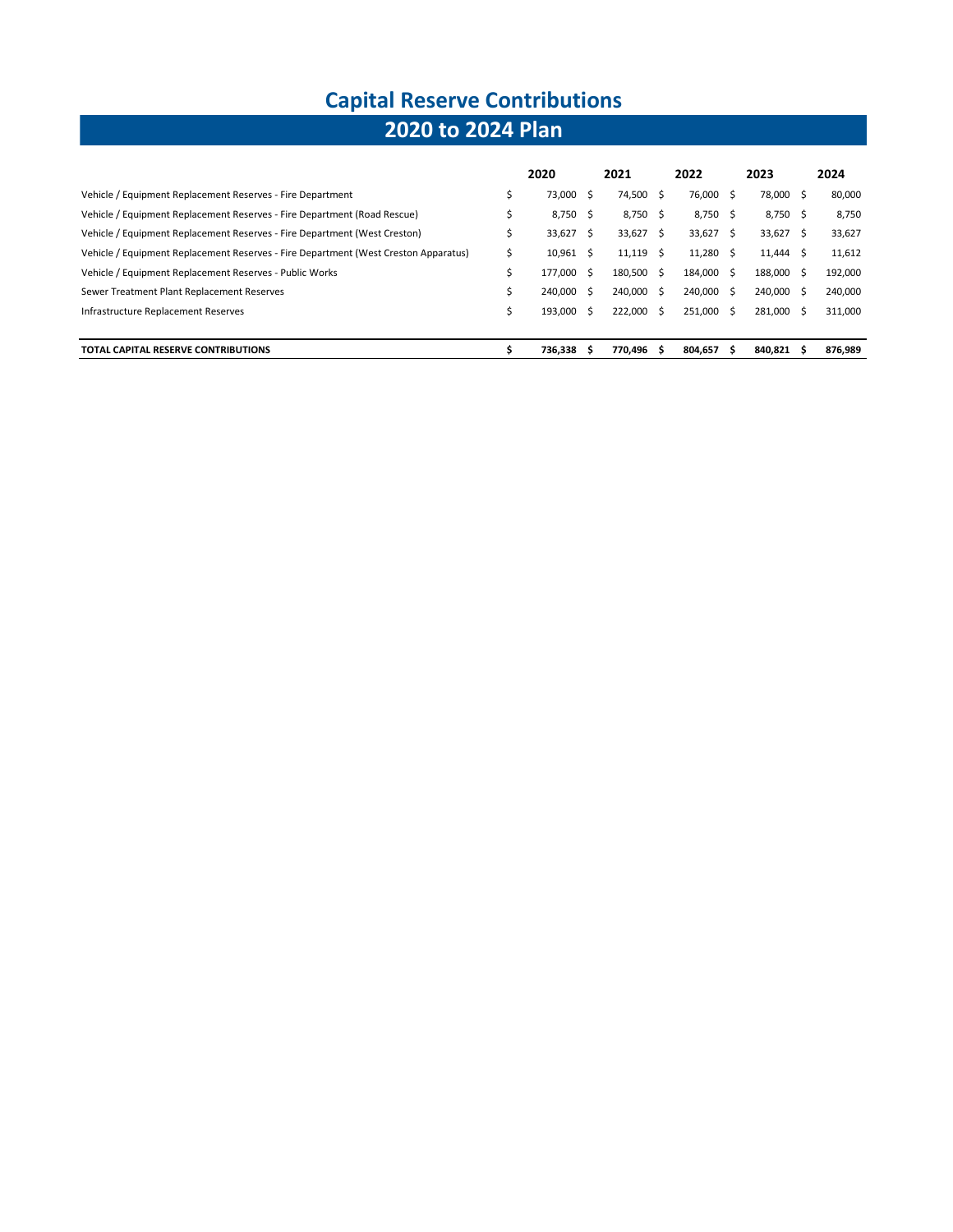# Capital Reserve Contributions

## 2020 to 2024 Plan

| | 2020 | 2021 | 2022 | 2023 | 2024 |
|---|---|---|---|---|---|
| Vehicle / Equipment Replacement Reserves - Fire Department | $ 73,000 | $ 74,500 | $ 76,000 | $ 78,000 | $ 80,000 |
| Vehicle / Equipment Replacement Reserves - Fire Department (Road Rescue) | $ 8,750 | $ 8,750 | $ 8,750 | $ 8,750 | $ 8,750 |
| Vehicle / Equipment Replacement Reserves - Fire Department (West Creston) | $ 33,627 | $ 33,627 | $ 33,627 | $ 33,627 | $ 33,627 |
| Vehicle / Equipment Replacement Reserves - Fire Department (West Creston Apparatus) | $ 10,961 | $ 11,119 | $ 11,280 | $ 11,444 | $ 11,612 |
| Vehicle / Equipment Replacement Reserves - Public Works | $ 177,000 | $ 180,500 | $ 184,000 | $ 188,000 | $ 192,000 |
| Sewer Treatment Plant Replacement Reserves | $ 240,000 | $ 240,000 | $ 240,000 | $ 240,000 | $ 240,000 |
| Infrastructure Replacement Reserves | $ 193,000 | $ 222,000 | $ 251,000 | $ 281,000 | $ 311,000 |
| **TOTAL CAPITAL RESERVE CONTRIBUTIONS** | **$ 736,338** | **$ 770,496** | **$ 804,657** | **$ 840,821** | **$ 876,989** |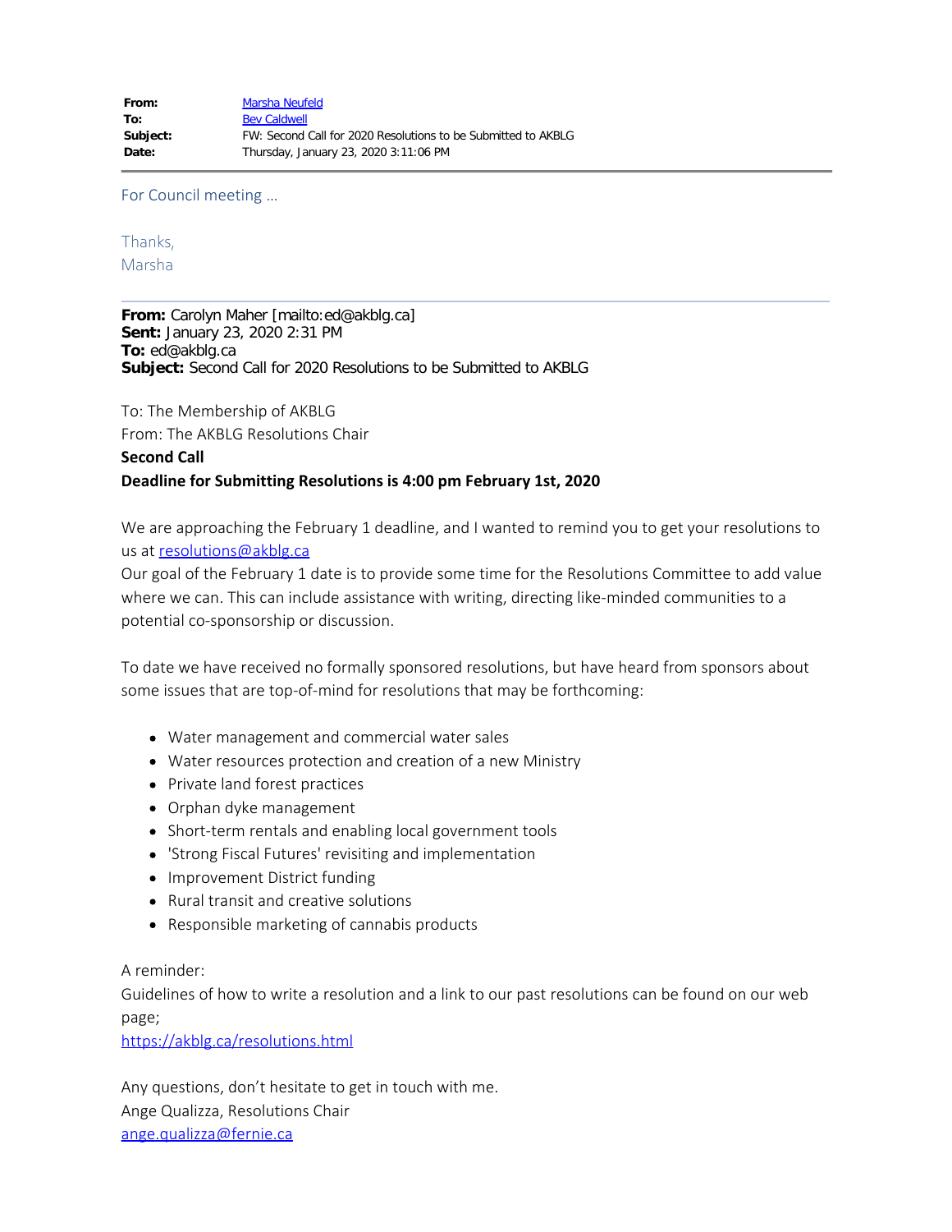| | |
|---|---|
| **From:** | Marsha Neufeld |
| **To:** | Bev Caldwell |
| **Subject:** | FW: Second Call for 2020 Resolutions to be Submitted to AKBLG |
| **Date:** | Thursday, January 23, 2020 3:11:06 PM |

---

For Council meeting …

Thanks,
Marsha

---

**From:** Carolyn Maher [mailto:ed@akblg.ca]
**Sent:** January 23, 2020 2:31 PM
**To:** ed@akblg.ca
**Subject:** Second Call for 2020 Resolutions to be Submitted to AKBLG

To: The Membership of AKBLG
From: The AKBLG Resolutions Chair
**Second Call**
**Deadline for Submitting Resolutions is 4:00 pm February 1st, 2020**

We are approaching the February 1 deadline, and I wanted to remind you to get your resolutions to us at resolutions@akblg.ca
Our goal of the February 1 date is to provide some time for the Resolutions Committee to add value where we can. This can include assistance with writing, directing like-minded communities to a potential co-sponsorship or discussion.

To date we have received no formally sponsored resolutions, but have heard from sponsors about some issues that are top-of-mind for resolutions that may be forthcoming:

- Water management and commercial water sales
- Water resources protection and creation of a new Ministry
- Private land forest practices
- Orphan dyke management
- Short-term rentals and enabling local government tools
- 'Strong Fiscal Futures' revisiting and implementation
- Improvement District funding
- Rural transit and creative solutions
- Responsible marketing of cannabis products

A reminder:
Guidelines of how to write a resolution and a link to our past resolutions can be found on our web page;
https://akblg.ca/resolutions.html

Any questions, don't hesitate to get in touch with me.
Ange Qualizza, Resolutions Chair
ange.qualizza@fernie.ca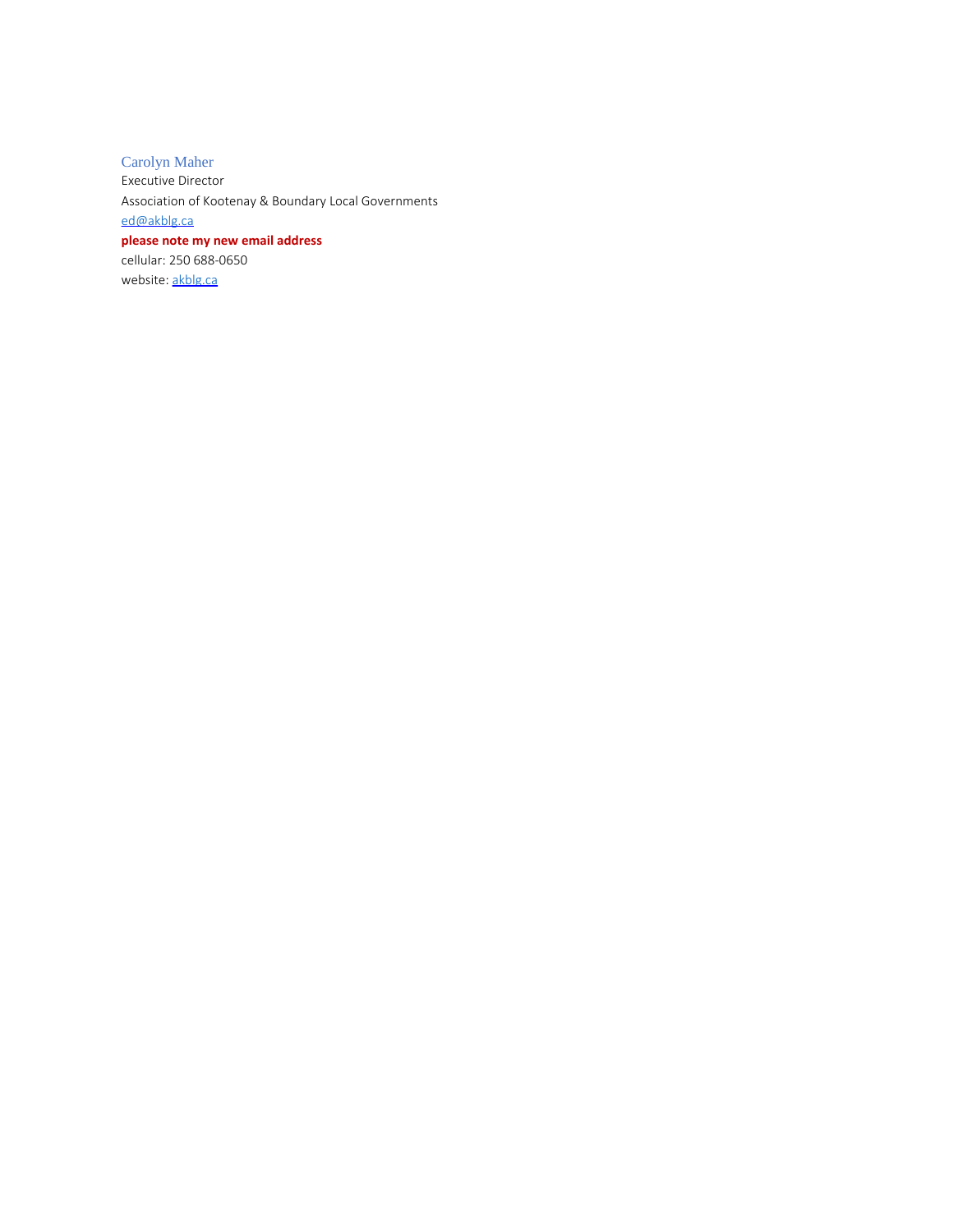Carolyn Maher
Executive Director
Association of Kootenay & Boundary Local Governments
[ed@akblg.ca](mailto:ed@akblg.ca)
**please note my new email address**
cellular: 250 688-0650
website: [akblg.ca](http://akblg.ca)